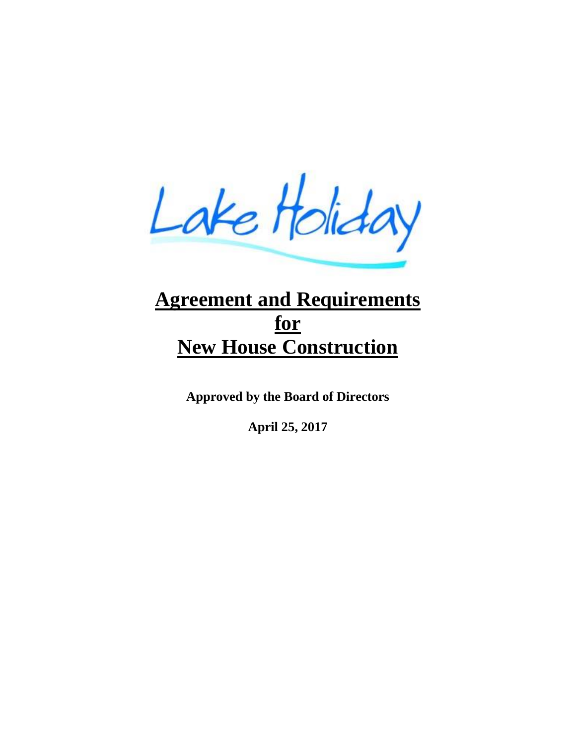Lake Holiday

# Agreement and Requirements for New House Construction

**Approved by the Board of Directors**

**April 25, 2017**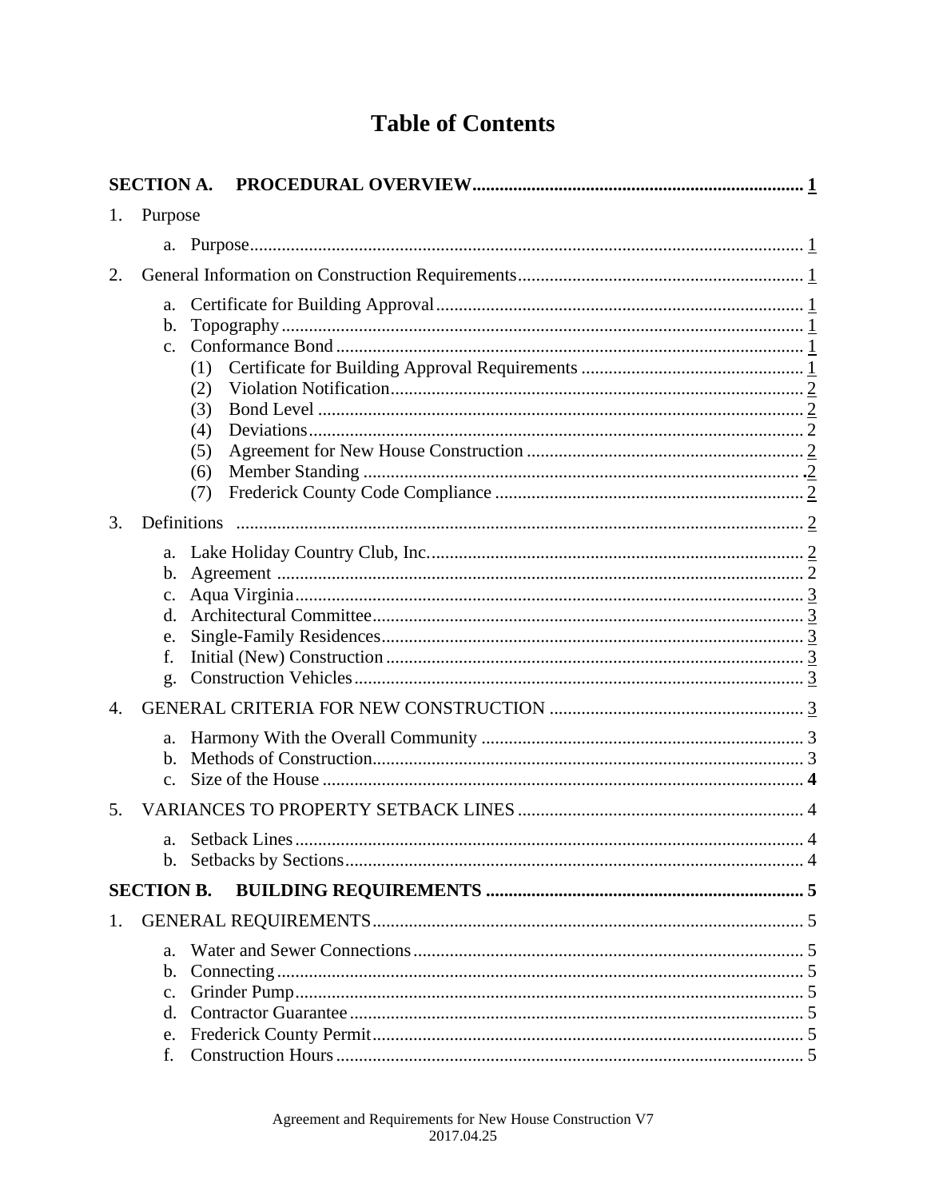# Table of Contents

**SECTION A. PROCEDURAL OVERVIEW ......................................................................... 1**

1. Purpose

   a. Purpose ......................................................................................................................... 1

2. General Information on Construction Requirements ............................................................... 1

   a. Certificate for Building Approval ................................................................................ 1
   b. Topography ................................................................................................................. 1
   c. Conformance Bond ..................................................................................................... 1
      (1) Certificate for Building Approval Requirements ................................................ 1
      (2) Violation Notification .......................................................................................... 2
      (3) Bond Level .......................................................................................................... 2
      (4) Deviations ............................................................................................................ 2
      (5) Agreement for New House Construction ............................................................ 2
      (6) Member Standing ................................................................................................ 2
      (7) Frederick County Code Compliance ................................................................... 2

3. Definitions ........................................................................................................................... 2

   a. Lake Holiday Country Club, Inc. .................................................................................. 2
   b. Agreement ................................................................................................................... 2
   c. Aqua Virginia .............................................................................................................. 3
   d. Architectural Committee ............................................................................................. 3
   e. Single-Family Residences ............................................................................................ 3
   f. Initial (New) Construction ........................................................................................... 3
   g. Construction Vehicles .................................................................................................. 3

4. GENERAL CRITERIA FOR NEW CONSTRUCTION ........................................................ 3

   a. Harmony With the Overall Community ....................................................................... 3
   b. Methods of Construction .............................................................................................. 3
   c. Size of the House ......................................................................................................... **4**

5. VARIANCES TO PROPERTY SETBACK LINES ............................................................... 4

   a. Setback Lines ............................................................................................................... 4
   b. Setbacks by Sections .................................................................................................... 4

**SECTION B. BUILDING REQUIREMENTS ....................................................................... 5**

1. GENERAL REQUIREMENTS ............................................................................................... 5

   a. Water and Sewer Connections ...................................................................................... 5
   b. Connecting ................................................................................................................... 5
   c. Grinder Pump ............................................................................................................... 5
   d. Contractor Guarantee .................................................................................................... 5
   e. Frederick County Permit ............................................................................................... 5
   f. Construction Hours ....................................................................................................... 5

Agreement and Requirements for New House Construction V7
2017.04.25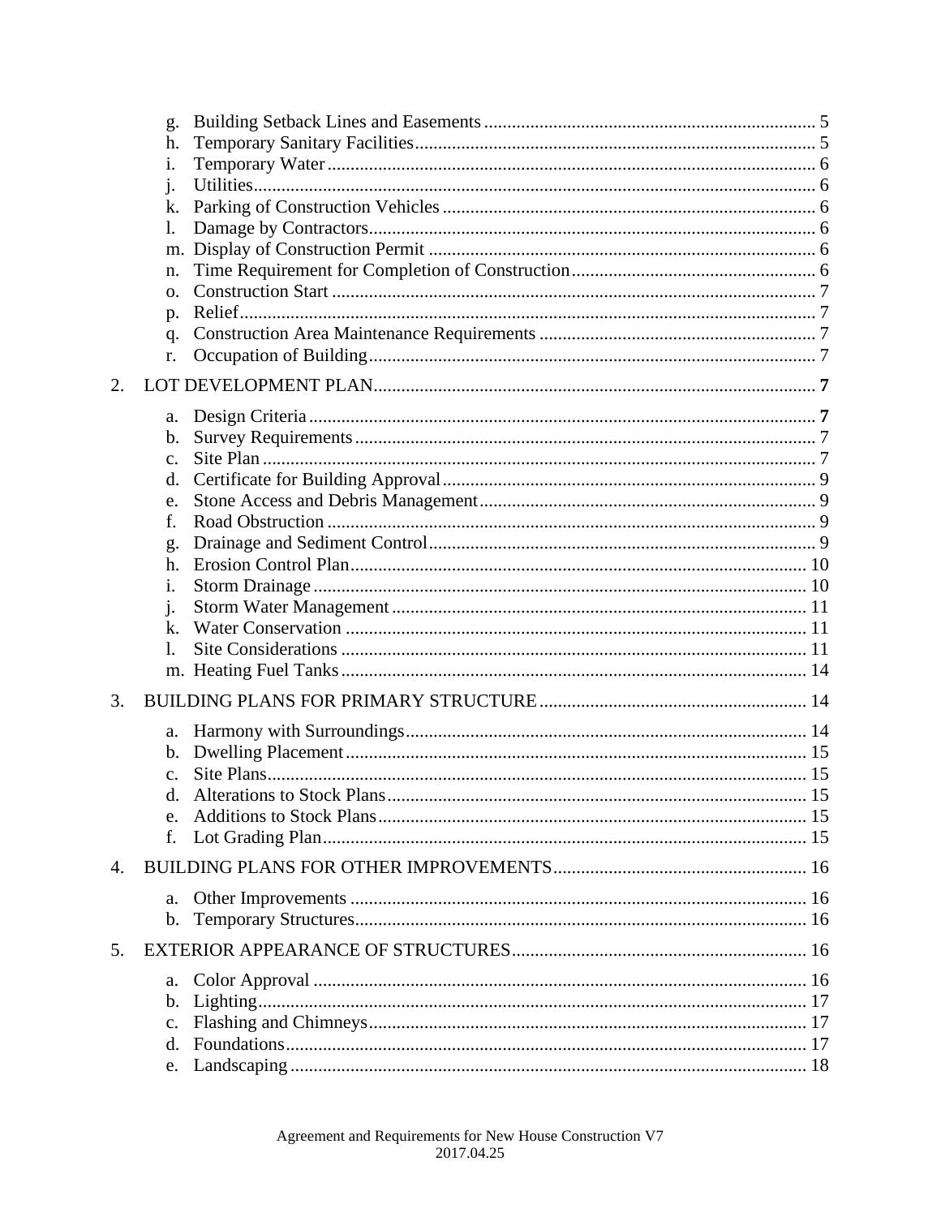g. Building Setback Lines and Easements ....... 5
h. Temporary Sanitary Facilities ....... 5
i. Temporary Water ....... 6
j. Utilities ....... 6
k. Parking of Construction Vehicles ....... 6
l. Damage by Contractors ....... 6
m. Display of Construction Permit ....... 6
n. Time Requirement for Completion of Construction ....... 6
o. Construction Start ....... 7
p. Relief ....... 7
q. Construction Area Maintenance Requirements ....... 7
r. Occupation of Building ....... 7

2. LOT DEVELOPMENT PLAN ....... 7

a. Design Criteria ....... **7**
b. Survey Requirements ....... 7
c. Site Plan ....... 7
d. Certificate for Building Approval ....... 9
e. Stone Access and Debris Management ....... 9
f. Road Obstruction ....... 9
g. Drainage and Sediment Control ....... 9
h. Erosion Control Plan ....... 10
i. Storm Drainage ....... 10
j. Storm Water Management ....... 11
k. Water Conservation ....... 11
l. Site Considerations ....... 11
m. Heating Fuel Tanks ....... 14

3. BUILDING PLANS FOR PRIMARY STRUCTURE ....... 14

a. Harmony with Surroundings ....... 14
b. Dwelling Placement ....... 15
c. Site Plans ....... 15
d. Alterations to Stock Plans ....... 15
e. Additions to Stock Plans ....... 15
f. Lot Grading Plan ....... 15

4. BUILDING PLANS FOR OTHER IMPROVEMENTS ....... 16

a. Other Improvements ....... 16
b. Temporary Structures ....... 16

5. EXTERIOR APPEARANCE OF STRUCTURES ....... 16

a. Color Approval ....... 16
b. Lighting ....... 17
c. Flashing and Chimneys ....... 17
d. Foundations ....... 17
e. Landscaping ....... 18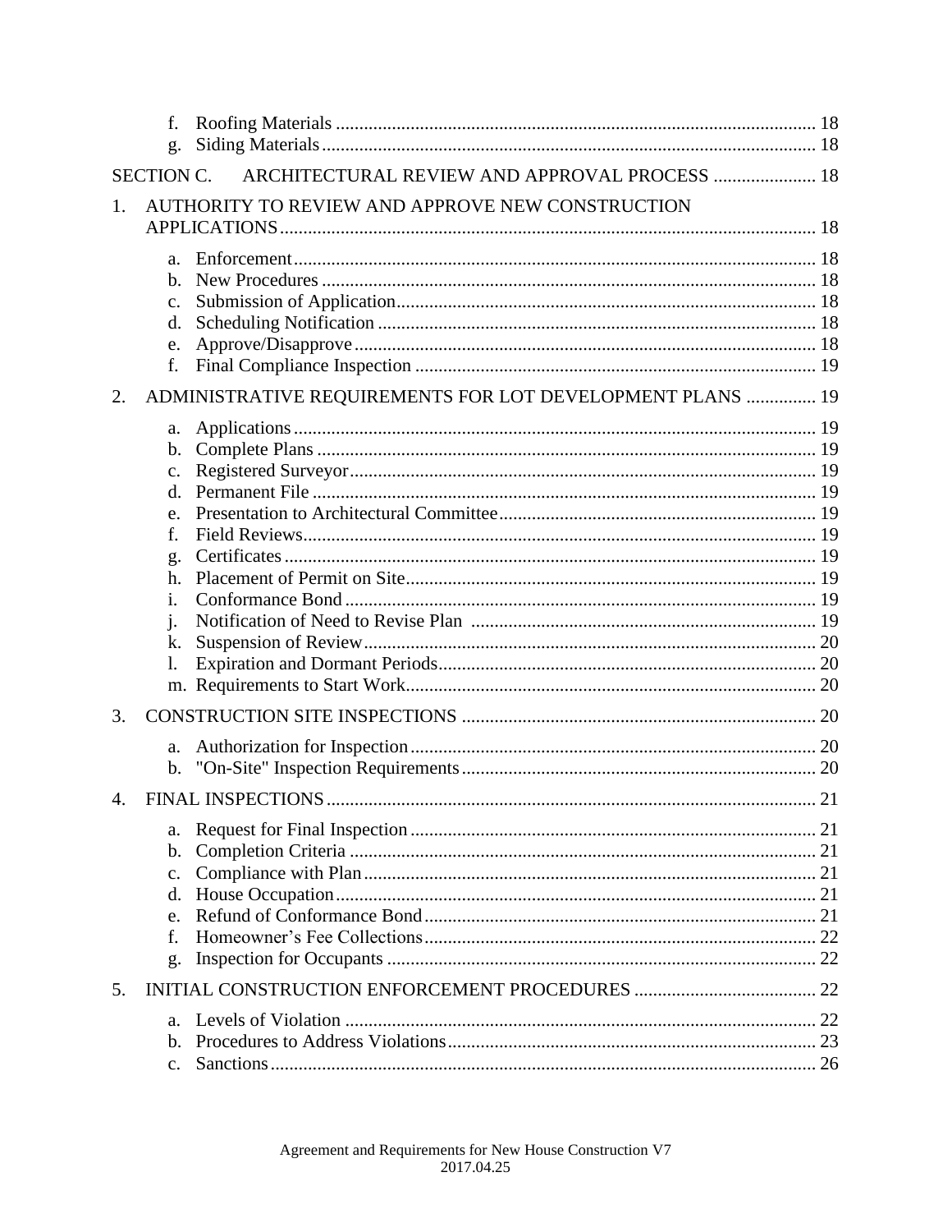f. Roofing Materials ..................................................................................................... 18
g. Siding Materials ........................................................................................................ 18

SECTION C. ARCHITECTURAL REVIEW AND APPROVAL PROCESS ...................... 18

1. AUTHORITY TO REVIEW AND APPROVE NEW CONSTRUCTION APPLICATIONS ................................................................................................................... 18
   - a. Enforcement ............................................................................................................. 18
   - b. New Procedures ........................................................................................................ 18
   - c. Submission of Application ........................................................................................ 18
   - d. Scheduling Notification ............................................................................................ 18
   - e. Approve/Disapprove ................................................................................................. 18
   - f. Final Compliance Inspection .................................................................................... 19
2. ADMINISTRATIVE REQUIREMENTS FOR LOT DEVELOPMENT PLANS ............... 19
   - a. Applications .............................................................................................................. 19
   - b. Complete Plans ......................................................................................................... 19
   - c. Registered Surveyor .................................................................................................. 19
   - d. Permanent File .......................................................................................................... 19
   - e. Presentation to Architectural Committee ................................................................... 19
   - f. Field Reviews ............................................................................................................ 19
   - g. Certificates ................................................................................................................ 19
   - h. Placement of Permit on Site ...................................................................................... 19
   - i. Conformance Bond .................................................................................................... 19
   - j. Notification of Need to Revise Plan ......................................................................... 19
   - k. Suspension of Review ................................................................................................ 20
   - l. Expiration and Dormant Periods ................................................................................ 20
   - m. Requirements to Start Work ....................................................................................... 20
3. CONSTRUCTION SITE INSPECTIONS ........................................................................... 20
   - a. Authorization for Inspection ...................................................................................... 20
   - b. "On-Site" Inspection Requirements ........................................................................... 20
4. FINAL INSPECTIONS ........................................................................................................ 21
   - a. Request for Final Inspection ...................................................................................... 21
   - b. Completion Criteria ................................................................................................... 21
   - c. Compliance with Plan ................................................................................................ 21
   - d. House Occupation ...................................................................................................... 21
   - e. Refund of Conformance Bond ................................................................................... 21
   - f. Homeowner's Fee Collections .................................................................................... 22
   - g. Inspection for Occupants ........................................................................................... 22
5. INITIAL CONSTRUCTION ENFORCEMENT PROCEDURES ....................................... 22
   - a. Levels of Violation .................................................................................................... 22
   - b. Procedures to Address Violations .............................................................................. 23
   - c. Sanctions .................................................................................................................... 26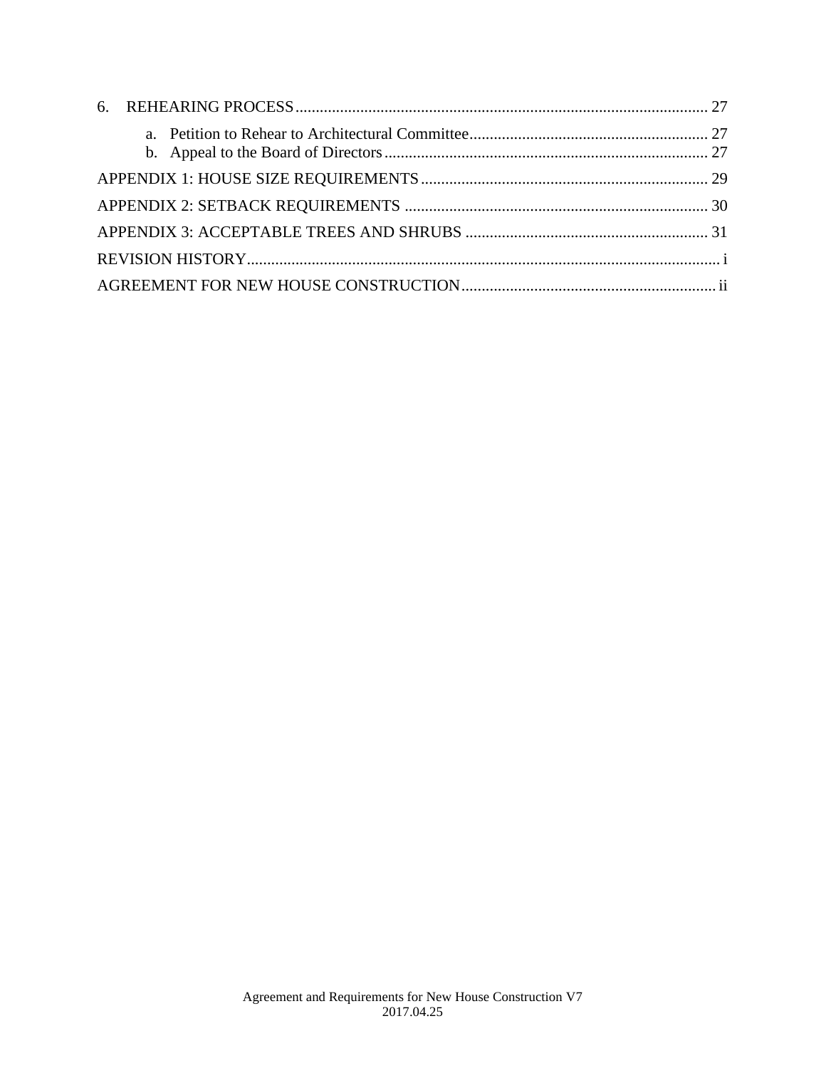6. REHEARING PROCESS ..................................................................................................... 27

   a. Petition to Rehear to Architectural Committee ........................................................... 27
   b. Appeal to the Board of Directors ................................................................................ 27

APPENDIX 1: HOUSE SIZE REQUIREMENTS ....................................................................... 29

APPENDIX 2: SETBACK REQUIREMENTS ........................................................................... 30

APPENDIX 3: ACCEPTABLE TREES AND SHRUBS ............................................................ 31

REVISION HISTORY ..................................................................................................................... i

AGREEMENT FOR NEW HOUSE CONSTRUCTION ............................................................... ii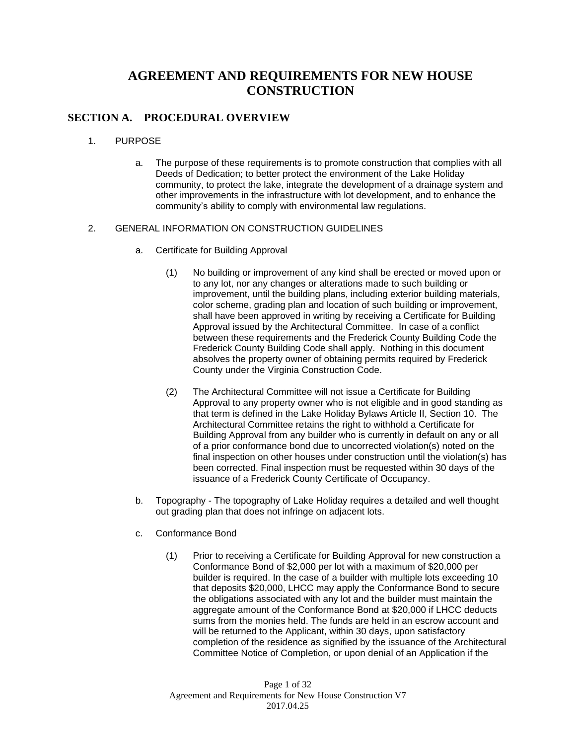# AGREEMENT AND REQUIREMENTS FOR NEW HOUSE CONSTRUCTION

## SECTION A. PROCEDURAL OVERVIEW

1. PURPOSE

   a. The purpose of these requirements is to promote construction that complies with all Deeds of Dedication; to better protect the environment of the Lake Holiday community, to protect the lake, integrate the development of a drainage system and other improvements in the infrastructure with lot development, and to enhance the community's ability to comply with environmental law regulations.

2. GENERAL INFORMATION ON CONSTRUCTION GUIDELINES

   a. Certificate for Building Approval

      (1) No building or improvement of any kind shall be erected or moved upon or to any lot, nor any changes or alterations made to such building or improvement, until the building plans, including exterior building materials, color scheme, grading plan and location of such building or improvement, shall have been approved in writing by receiving a Certificate for Building Approval issued by the Architectural Committee. In case of a conflict between these requirements and the Frederick County Building Code the Frederick County Building Code shall apply. Nothing in this document absolves the property owner of obtaining permits required by Frederick County under the Virginia Construction Code.

      (2) The Architectural Committee will not issue a Certificate for Building Approval to any property owner who is not eligible and in good standing as that term is defined in the Lake Holiday Bylaws Article II, Section 10. The Architectural Committee retains the right to withhold a Certificate for Building Approval from any builder who is currently in default on any or all of a prior conformance bond due to uncorrected violation(s) noted on the final inspection on other houses under construction until the violation(s) has been corrected. Final inspection must be requested within 30 days of the issuance of a Frederick County Certificate of Occupancy.

   b. Topography - The topography of Lake Holiday requires a detailed and well thought out grading plan that does not infringe on adjacent lots.

   c. Conformance Bond

      (1) Prior to receiving a Certificate for Building Approval for new construction a Conformance Bond of $2,000 per lot with a maximum of $20,000 per builder is required. In the case of a builder with multiple lots exceeding 10 that deposits $20,000, LHCC may apply the Conformance Bond to secure the obligations associated with any lot and the builder must maintain the aggregate amount of the Conformance Bond at $20,000 if LHCC deducts sums from the monies held. The funds are held in an escrow account and will be returned to the Applicant, within 30 days, upon satisfactory completion of the residence as signified by the issuance of the Architectural Committee Notice of Completion, or upon denial of an Application if the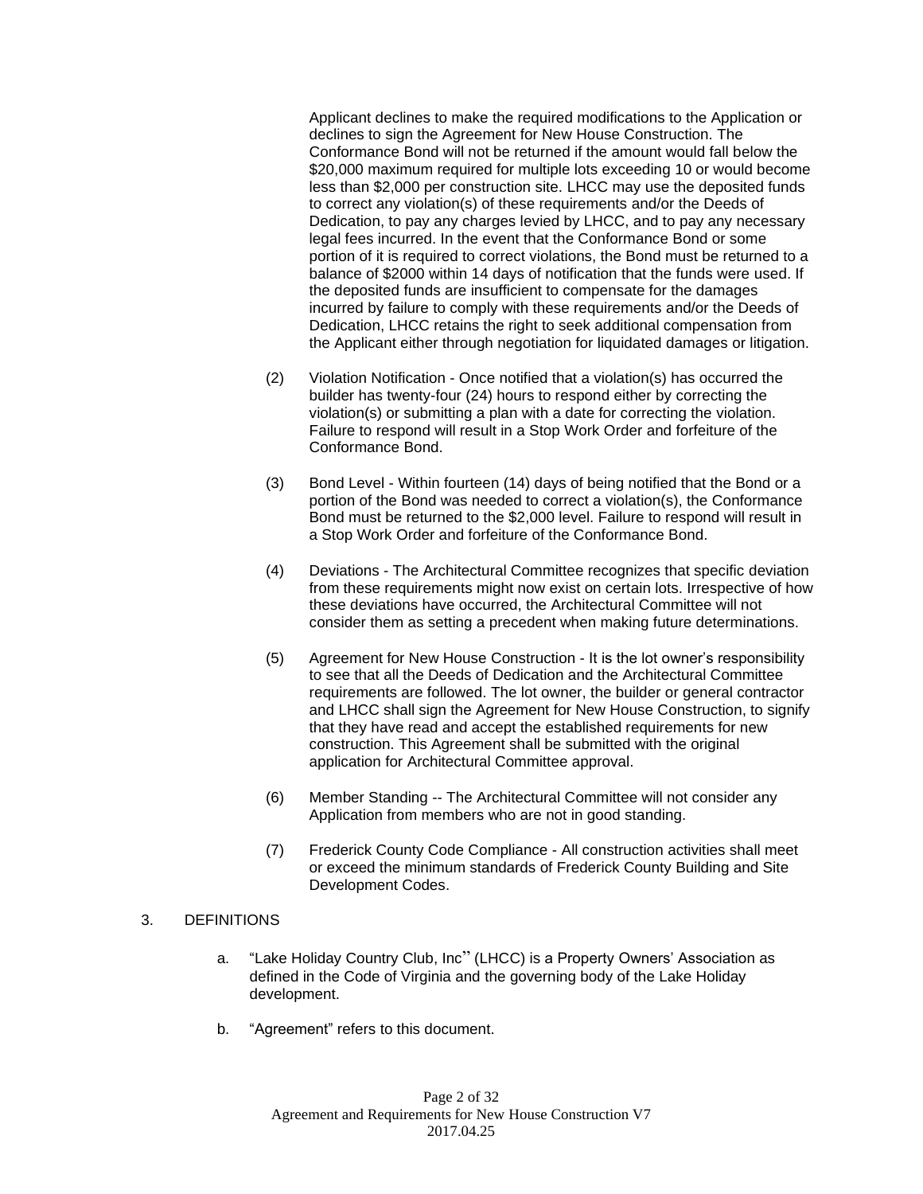Applicant declines to make the required modifications to the Application or declines to sign the Agreement for New House Construction. The Conformance Bond will not be returned if the amount would fall below the $20,000 maximum required for multiple lots exceeding 10 or would become less than $2,000 per construction site. LHCC may use the deposited funds to correct any violation(s) of these requirements and/or the Deeds of Dedication, to pay any charges levied by LHCC, and to pay any necessary legal fees incurred. In the event that the Conformance Bond or some portion of it is required to correct violations, the Bond must be returned to a balance of $2000 within 14 days of notification that the funds were used. If the deposited funds are insufficient to compensate for the damages incurred by failure to comply with these requirements and/or the Deeds of Dedication, LHCC retains the right to seek additional compensation from the Applicant either through negotiation for liquidated damages or litigation.

(2) Violation Notification - Once notified that a violation(s) has occurred the builder has twenty-four (24) hours to respond either by correcting the violation(s) or submitting a plan with a date for correcting the violation. Failure to respond will result in a Stop Work Order and forfeiture of the Conformance Bond.

(3) Bond Level - Within fourteen (14) days of being notified that the Bond or a portion of the Bond was needed to correct a violation(s), the Conformance Bond must be returned to the $2,000 level. Failure to respond will result in a Stop Work Order and forfeiture of the Conformance Bond.

(4) Deviations - The Architectural Committee recognizes that specific deviation from these requirements might now exist on certain lots. Irrespective of how these deviations have occurred, the Architectural Committee will not consider them as setting a precedent when making future determinations.

(5) Agreement for New House Construction - It is the lot owner's responsibility to see that all the Deeds of Dedication and the Architectural Committee requirements are followed. The lot owner, the builder or general contractor and LHCC shall sign the Agreement for New House Construction, to signify that they have read and accept the established requirements for new construction. This Agreement shall be submitted with the original application for Architectural Committee approval.

(6) Member Standing -- The Architectural Committee will not consider any Application from members who are not in good standing.

(7) Frederick County Code Compliance - All construction activities shall meet or exceed the minimum standards of Frederick County Building and Site Development Codes.

## 3. DEFINITIONS

a. "Lake Holiday Country Club, Inc" (LHCC) is a Property Owners' Association as defined in the Code of Virginia and the governing body of the Lake Holiday development.

b. "Agreement" refers to this document.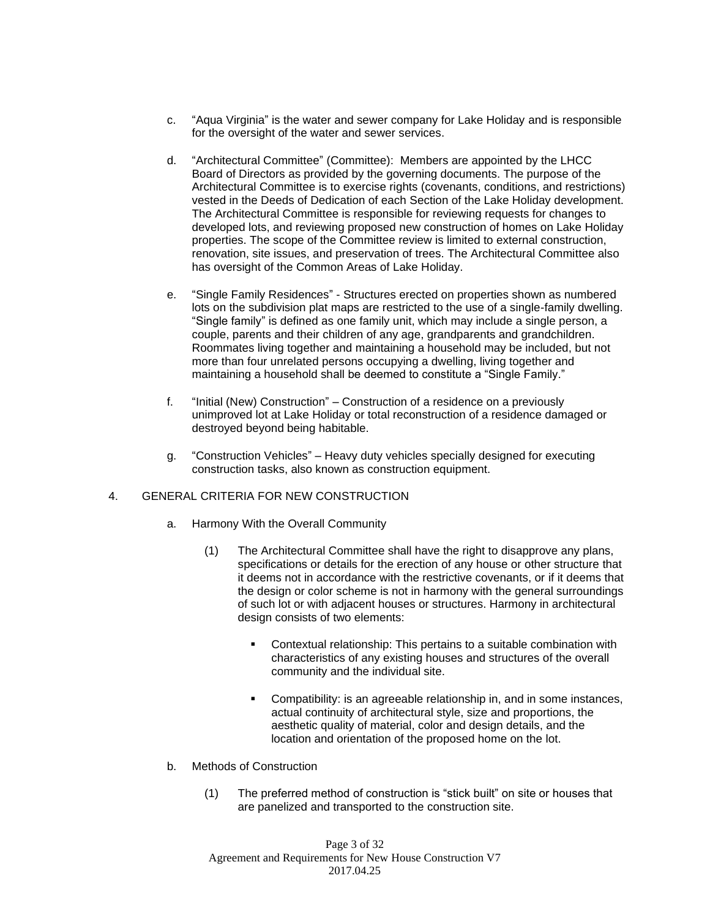c. "Aqua Virginia" is the water and sewer company for Lake Holiday and is responsible for the oversight of the water and sewer services.

d. "Architectural Committee" (Committee): Members are appointed by the LHCC Board of Directors as provided by the governing documents. The purpose of the Architectural Committee is to exercise rights (covenants, conditions, and restrictions) vested in the Deeds of Dedication of each Section of the Lake Holiday development. The Architectural Committee is responsible for reviewing requests for changes to developed lots, and reviewing proposed new construction of homes on Lake Holiday properties. The scope of the Committee review is limited to external construction, renovation, site issues, and preservation of trees. The Architectural Committee also has oversight of the Common Areas of Lake Holiday.

e. "Single Family Residences" - Structures erected on properties shown as numbered lots on the subdivision plat maps are restricted to the use of a single-family dwelling. "Single family" is defined as one family unit, which may include a single person, a couple, parents and their children of any age, grandparents and grandchildren. Roommates living together and maintaining a household may be included, but not more than four unrelated persons occupying a dwelling, living together and maintaining a household shall be deemed to constitute a "Single Family."

f. "Initial (New) Construction" – Construction of a residence on a previously unimproved lot at Lake Holiday or total reconstruction of a residence damaged or destroyed beyond being habitable.

g. "Construction Vehicles" – Heavy duty vehicles specially designed for executing construction tasks, also known as construction equipment.

## 4. GENERAL CRITERIA FOR NEW CONSTRUCTION

a. Harmony With the Overall Community

(1) The Architectural Committee shall have the right to disapprove any plans, specifications or details for the erection of any house or other structure that it deems not in accordance with the restrictive covenants, or if it deems that the design or color scheme is not in harmony with the general surroundings of such lot or with adjacent houses or structures. Harmony in architectural design consists of two elements:

- Contextual relationship: This pertains to a suitable combination with characteristics of any existing houses and structures of the overall community and the individual site.
- Compatibility: is an agreeable relationship in, and in some instances, actual continuity of architectural style, size and proportions, the aesthetic quality of material, color and design details, and the location and orientation of the proposed home on the lot.

b. Methods of Construction

(1) The preferred method of construction is "stick built" on site or houses that are panelized and transported to the construction site.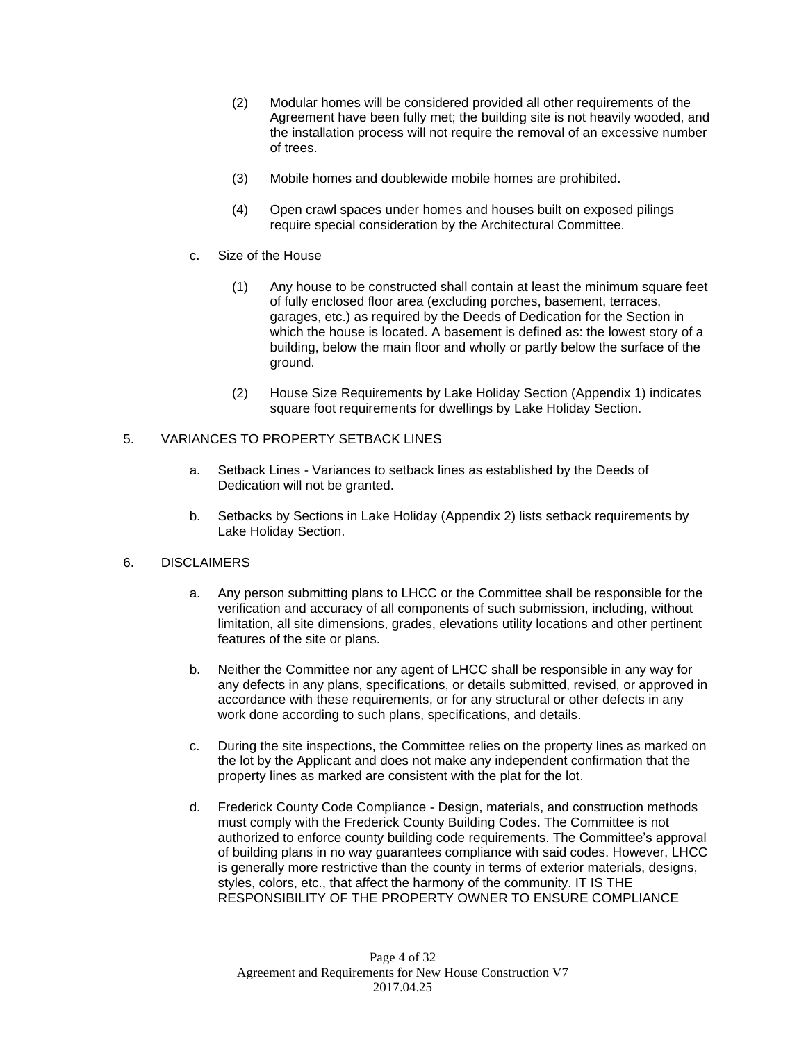(2) Modular homes will be considered provided all other requirements of the Agreement have been fully met; the building site is not heavily wooded, and the installation process will not require the removal of an excessive number of trees.

(3) Mobile homes and doublewide mobile homes are prohibited.

(4) Open crawl spaces under homes and houses built on exposed pilings require special consideration by the Architectural Committee.

c. Size of the House

(1) Any house to be constructed shall contain at least the minimum square feet of fully enclosed floor area (excluding porches, basement, terraces, garages, etc.) as required by the Deeds of Dedication for the Section in which the house is located. A basement is defined as: the lowest story of a building, below the main floor and wholly or partly below the surface of the ground.

(2) House Size Requirements by Lake Holiday Section (Appendix 1) indicates square foot requirements for dwellings by Lake Holiday Section.

5. VARIANCES TO PROPERTY SETBACK LINES

a. Setback Lines - Variances to setback lines as established by the Deeds of Dedication will not be granted.

b. Setbacks by Sections in Lake Holiday (Appendix 2) lists setback requirements by Lake Holiday Section.

6. DISCLAIMERS

a. Any person submitting plans to LHCC or the Committee shall be responsible for the verification and accuracy of all components of such submission, including, without limitation, all site dimensions, grades, elevations utility locations and other pertinent features of the site or plans.

b. Neither the Committee nor any agent of LHCC shall be responsible in any way for any defects in any plans, specifications, or details submitted, revised, or approved in accordance with these requirements, or for any structural or other defects in any work done according to such plans, specifications, and details.

c. During the site inspections, the Committee relies on the property lines as marked on the lot by the Applicant and does not make any independent confirmation that the property lines as marked are consistent with the plat for the lot.

d. Frederick County Code Compliance - Design, materials, and construction methods must comply with the Frederick County Building Codes. The Committee is not authorized to enforce county building code requirements. The Committee's approval of building plans in no way guarantees compliance with said codes. However, LHCC is generally more restrictive than the county in terms of exterior materials, designs, styles, colors, etc., that affect the harmony of the community. IT IS THE RESPONSIBILITY OF THE PROPERTY OWNER TO ENSURE COMPLIANCE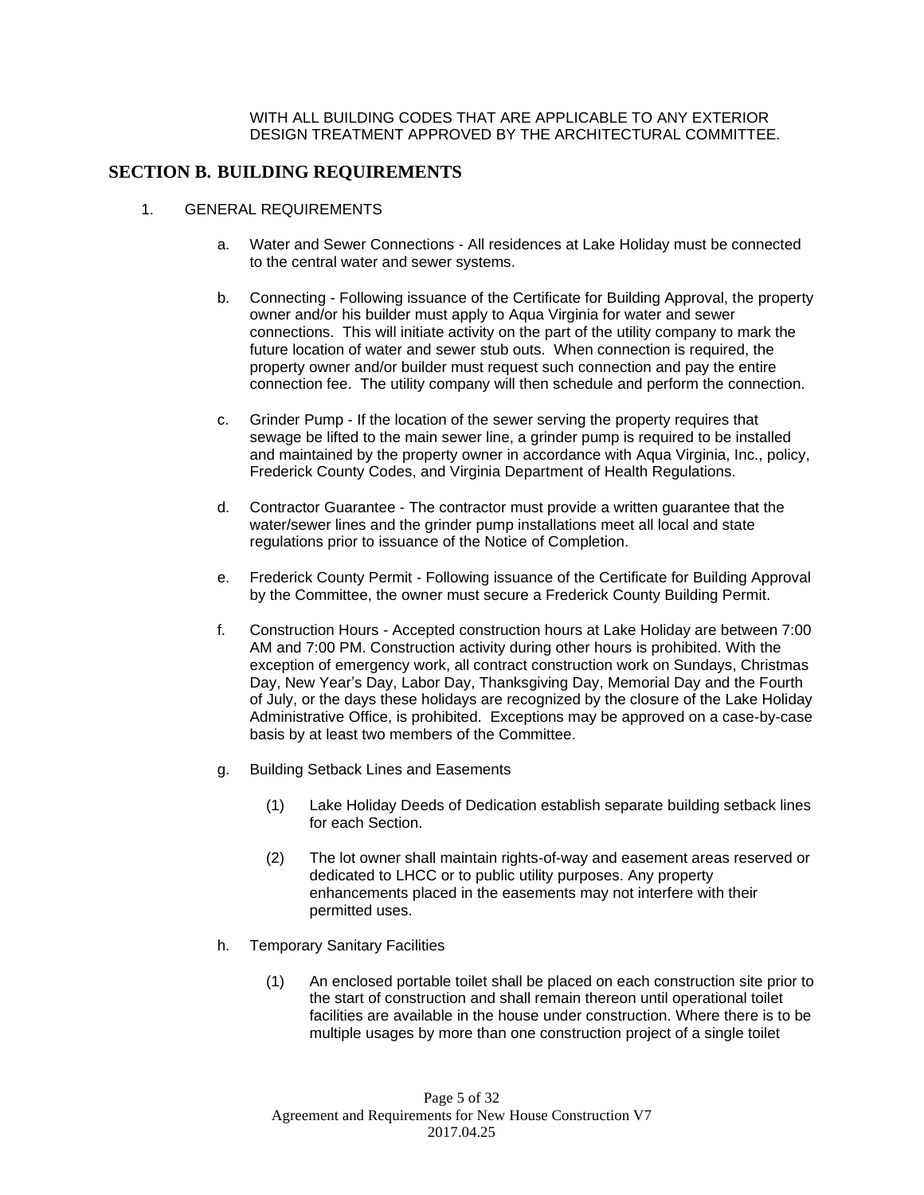WITH ALL BUILDING CODES THAT ARE APPLICABLE TO ANY EXTERIOR DESIGN TREATMENT APPROVED BY THE ARCHITECTURAL COMMITTEE.

## SECTION B. BUILDING REQUIREMENTS

1. GENERAL REQUIREMENTS

   a. Water and Sewer Connections - All residences at Lake Holiday must be connected to the central water and sewer systems.

   b. Connecting - Following issuance of the Certificate for Building Approval, the property owner and/or his builder must apply to Aqua Virginia for water and sewer connections. This will initiate activity on the part of the utility company to mark the future location of water and sewer stub outs. When connection is required, the property owner and/or builder must request such connection and pay the entire connection fee. The utility company will then schedule and perform the connection.

   c. Grinder Pump - If the location of the sewer serving the property requires that sewage be lifted to the main sewer line, a grinder pump is required to be installed and maintained by the property owner in accordance with Aqua Virginia, Inc., policy, Frederick County Codes, and Virginia Department of Health Regulations.

   d. Contractor Guarantee - The contractor must provide a written guarantee that the water/sewer lines and the grinder pump installations meet all local and state regulations prior to issuance of the Notice of Completion.

   e. Frederick County Permit - Following issuance of the Certificate for Building Approval by the Committee, the owner must secure a Frederick County Building Permit.

   f. Construction Hours - Accepted construction hours at Lake Holiday are between 7:00 AM and 7:00 PM. Construction activity during other hours is prohibited. With the exception of emergency work, all contract construction work on Sundays, Christmas Day, New Year's Day, Labor Day, Thanksgiving Day, Memorial Day and the Fourth of July, or the days these holidays are recognized by the closure of the Lake Holiday Administrative Office, is prohibited. Exceptions may be approved on a case-by-case basis by at least two members of the Committee.

   g. Building Setback Lines and Easements

      (1) Lake Holiday Deeds of Dedication establish separate building setback lines for each Section.

      (2) The lot owner shall maintain rights-of-way and easement areas reserved or dedicated to LHCC or to public utility purposes. Any property enhancements placed in the easements may not interfere with their permitted uses.

   h. Temporary Sanitary Facilities

      (1) An enclosed portable toilet shall be placed on each construction site prior to the start of construction and shall remain thereon until operational toilet facilities are available in the house under construction. Where there is to be multiple usages by more than one construction project of a single toilet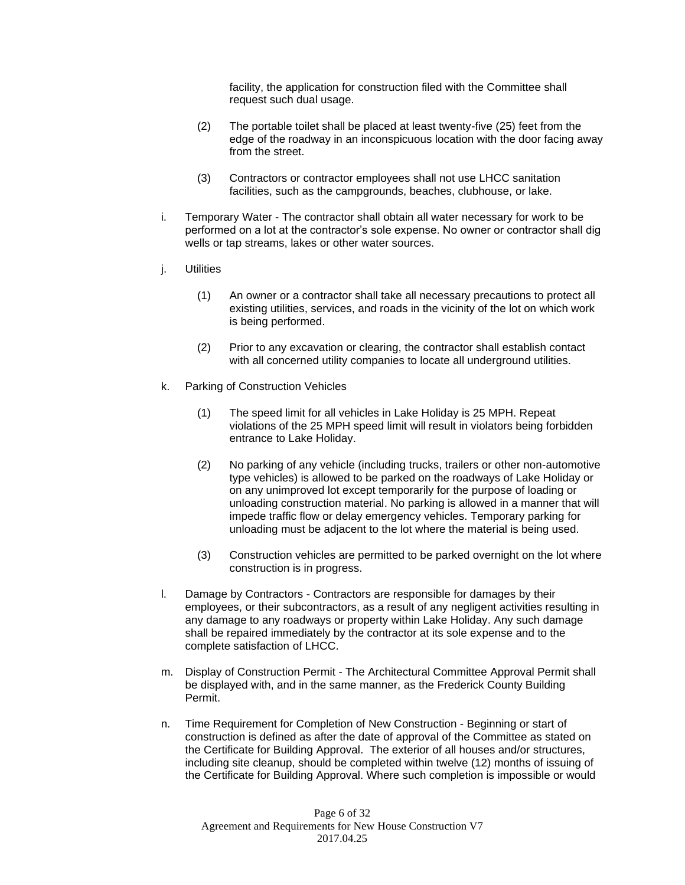facility, the application for construction filed with the Committee shall request such dual usage.

(2) The portable toilet shall be placed at least twenty-five (25) feet from the edge of the roadway in an inconspicuous location with the door facing away from the street.

(3) Contractors or contractor employees shall not use LHCC sanitation facilities, such as the campgrounds, beaches, clubhouse, or lake.

i. Temporary Water - The contractor shall obtain all water necessary for work to be performed on a lot at the contractor's sole expense. No owner or contractor shall dig wells or tap streams, lakes or other water sources.

j. Utilities

(1) An owner or a contractor shall take all necessary precautions to protect all existing utilities, services, and roads in the vicinity of the lot on which work is being performed.

(2) Prior to any excavation or clearing, the contractor shall establish contact with all concerned utility companies to locate all underground utilities.

k. Parking of Construction Vehicles

(1) The speed limit for all vehicles in Lake Holiday is 25 MPH. Repeat violations of the 25 MPH speed limit will result in violators being forbidden entrance to Lake Holiday.

(2) No parking of any vehicle (including trucks, trailers or other non-automotive type vehicles) is allowed to be parked on the roadways of Lake Holiday or on any unimproved lot except temporarily for the purpose of loading or unloading construction material. No parking is allowed in a manner that will impede traffic flow or delay emergency vehicles. Temporary parking for unloading must be adjacent to the lot where the material is being used.

(3) Construction vehicles are permitted to be parked overnight on the lot where construction is in progress.

l. Damage by Contractors - Contractors are responsible for damages by their employees, or their subcontractors, as a result of any negligent activities resulting in any damage to any roadways or property within Lake Holiday. Any such damage shall be repaired immediately by the contractor at its sole expense and to the complete satisfaction of LHCC.

m. Display of Construction Permit - The Architectural Committee Approval Permit shall be displayed with, and in the same manner, as the Frederick County Building Permit.

n. Time Requirement for Completion of New Construction - Beginning or start of construction is defined as after the date of approval of the Committee as stated on the Certificate for Building Approval. The exterior of all houses and/or structures, including site cleanup, should be completed within twelve (12) months of issuing of the Certificate for Building Approval. Where such completion is impossible or would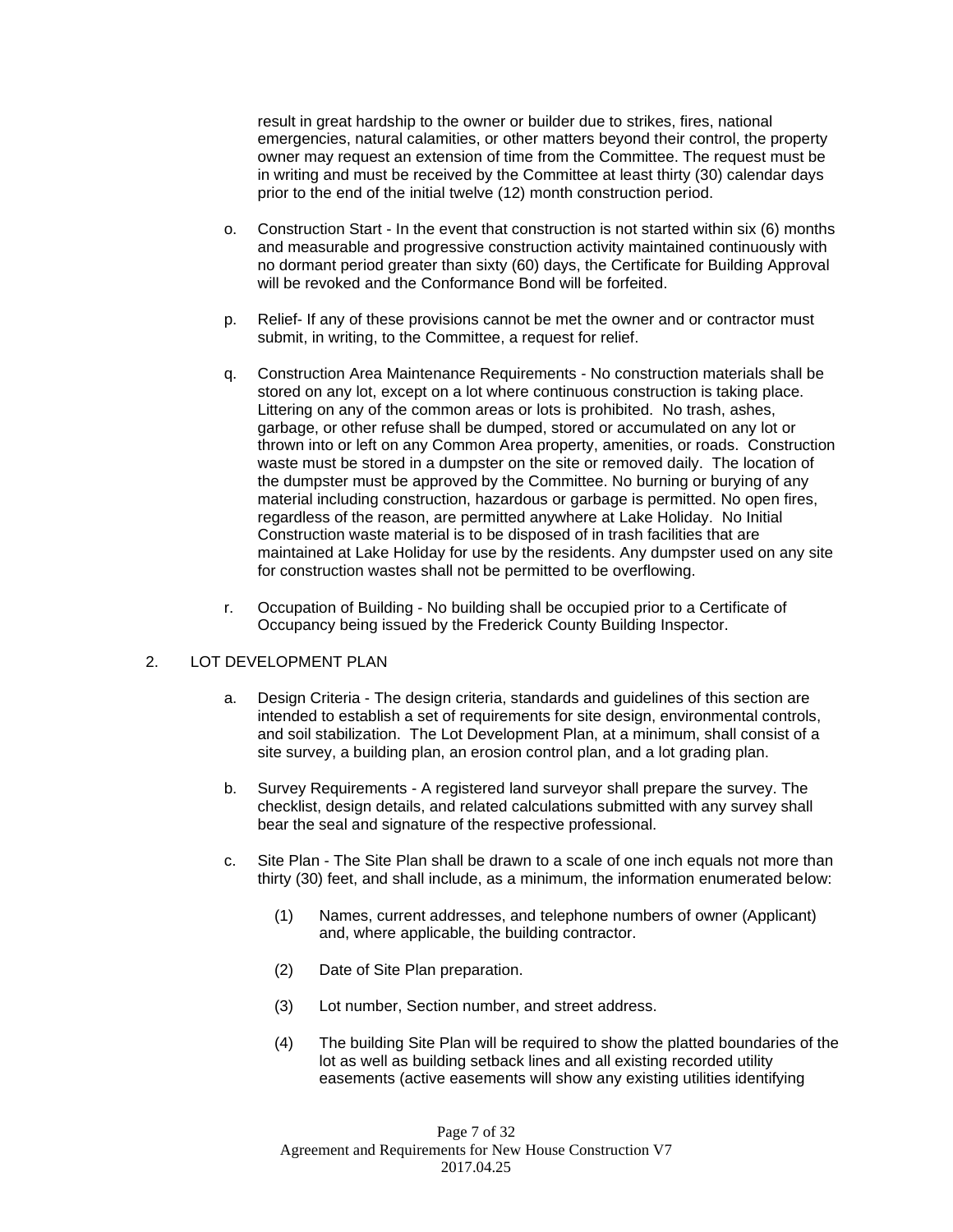result in great hardship to the owner or builder due to strikes, fires, national emergencies, natural calamities, or other matters beyond their control, the property owner may request an extension of time from the Committee. The request must be in writing and must be received by the Committee at least thirty (30) calendar days prior to the end of the initial twelve (12) month construction period.

o. Construction Start - In the event that construction is not started within six (6) months and measurable and progressive construction activity maintained continuously with no dormant period greater than sixty (60) days, the Certificate for Building Approval will be revoked and the Conformance Bond will be forfeited.

p. Relief- If any of these provisions cannot be met the owner and or contractor must submit, in writing, to the Committee, a request for relief.

q. Construction Area Maintenance Requirements - No construction materials shall be stored on any lot, except on a lot where continuous construction is taking place. Littering on any of the common areas or lots is prohibited. No trash, ashes, garbage, or other refuse shall be dumped, stored or accumulated on any lot or thrown into or left on any Common Area property, amenities, or roads. Construction waste must be stored in a dumpster on the site or removed daily. The location of the dumpster must be approved by the Committee. No burning or burying of any material including construction, hazardous or garbage is permitted. No open fires, regardless of the reason, are permitted anywhere at Lake Holiday. No Initial Construction waste material is to be disposed of in trash facilities that are maintained at Lake Holiday for use by the residents. Any dumpster used on any site for construction wastes shall not be permitted to be overflowing.

r. Occupation of Building - No building shall be occupied prior to a Certificate of Occupancy being issued by the Frederick County Building Inspector.

2. LOT DEVELOPMENT PLAN

a. Design Criteria - The design criteria, standards and guidelines of this section are intended to establish a set of requirements for site design, environmental controls, and soil stabilization. The Lot Development Plan, at a minimum, shall consist of a site survey, a building plan, an erosion control plan, and a lot grading plan.

b. Survey Requirements - A registered land surveyor shall prepare the survey. The checklist, design details, and related calculations submitted with any survey shall bear the seal and signature of the respective professional.

c. Site Plan - The Site Plan shall be drawn to a scale of one inch equals not more than thirty (30) feet, and shall include, as a minimum, the information enumerated below:

(1) Names, current addresses, and telephone numbers of owner (Applicant) and, where applicable, the building contractor.

(2) Date of Site Plan preparation.

(3) Lot number, Section number, and street address.

(4) The building Site Plan will be required to show the platted boundaries of the lot as well as building setback lines and all existing recorded utility easements (active easements will show any existing utilities identifying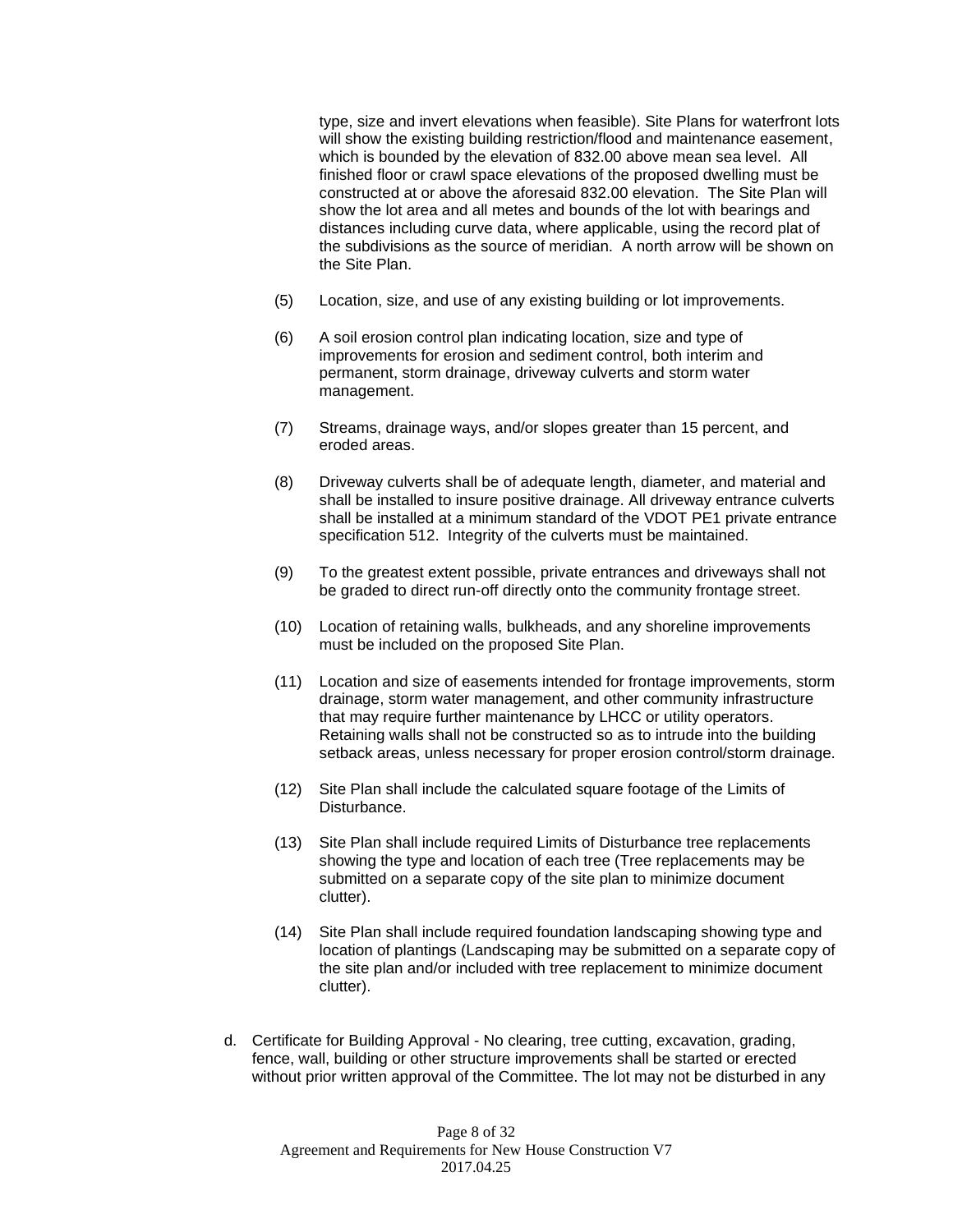type, size and invert elevations when feasible). Site Plans for waterfront lots will show the existing building restriction/flood and maintenance easement, which is bounded by the elevation of 832.00 above mean sea level. All finished floor or crawl space elevations of the proposed dwelling must be constructed at or above the aforesaid 832.00 elevation. The Site Plan will show the lot area and all metes and bounds of the lot with bearings and distances including curve data, where applicable, using the record plat of the subdivisions as the source of meridian. A north arrow will be shown on the Site Plan.

(5) Location, size, and use of any existing building or lot improvements.

(6) A soil erosion control plan indicating location, size and type of improvements for erosion and sediment control, both interim and permanent, storm drainage, driveway culverts and storm water management.

(7) Streams, drainage ways, and/or slopes greater than 15 percent, and eroded areas.

(8) Driveway culverts shall be of adequate length, diameter, and material and shall be installed to insure positive drainage. All driveway entrance culverts shall be installed at a minimum standard of the VDOT PE1 private entrance specification 512. Integrity of the culverts must be maintained.

(9) To the greatest extent possible, private entrances and driveways shall not be graded to direct run-off directly onto the community frontage street.

(10) Location of retaining walls, bulkheads, and any shoreline improvements must be included on the proposed Site Plan.

(11) Location and size of easements intended for frontage improvements, storm drainage, storm water management, and other community infrastructure that may require further maintenance by LHCC or utility operators. Retaining walls shall not be constructed so as to intrude into the building setback areas, unless necessary for proper erosion control/storm drainage.

(12) Site Plan shall include the calculated square footage of the Limits of Disturbance.

(13) Site Plan shall include required Limits of Disturbance tree replacements showing the type and location of each tree (Tree replacements may be submitted on a separate copy of the site plan to minimize document clutter).

(14) Site Plan shall include required foundation landscaping showing type and location of plantings (Landscaping may be submitted on a separate copy of the site plan and/or included with tree replacement to minimize document clutter).

d. Certificate for Building Approval - No clearing, tree cutting, excavation, grading, fence, wall, building or other structure improvements shall be started or erected without prior written approval of the Committee. The lot may not be disturbed in any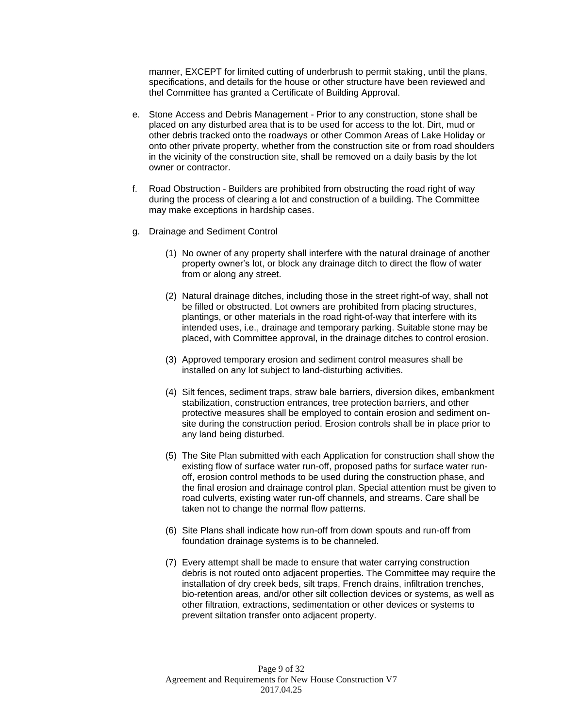manner, EXCEPT for limited cutting of underbrush to permit staking, until the plans, specifications, and details for the house or other structure have been reviewed and thel Committee has granted a Certificate of Building Approval.

e. Stone Access and Debris Management - Prior to any construction, stone shall be placed on any disturbed area that is to be used for access to the lot. Dirt, mud or other debris tracked onto the roadways or other Common Areas of Lake Holiday or onto other private property, whether from the construction site or from road shoulders in the vicinity of the construction site, shall be removed on a daily basis by the lot owner or contractor.

f. Road Obstruction - Builders are prohibited from obstructing the road right of way during the process of clearing a lot and construction of a building. The Committee may make exceptions in hardship cases.

g. Drainage and Sediment Control

   (1) No owner of any property shall interfere with the natural drainage of another property owner's lot, or block any drainage ditch to direct the flow of water from or along any street.

   (2) Natural drainage ditches, including those in the street right-of way, shall not be filled or obstructed. Lot owners are prohibited from placing structures, plantings, or other materials in the road right-of-way that interfere with its intended uses, i.e., drainage and temporary parking. Suitable stone may be placed, with Committee approval, in the drainage ditches to control erosion.

   (3) Approved temporary erosion and sediment control measures shall be installed on any lot subject to land-disturbing activities.

   (4) Silt fences, sediment traps, straw bale barriers, diversion dikes, embankment stabilization, construction entrances, tree protection barriers, and other protective measures shall be employed to contain erosion and sediment on-site during the construction period. Erosion controls shall be in place prior to any land being disturbed.

   (5) The Site Plan submitted with each Application for construction shall show the existing flow of surface water run-off, proposed paths for surface water run-off, erosion control methods to be used during the construction phase, and the final erosion and drainage control plan. Special attention must be given to road culverts, existing water run-off channels, and streams. Care shall be taken not to change the normal flow patterns.

   (6) Site Plans shall indicate how run-off from down spouts and run-off from foundation drainage systems is to be channeled.

   (7) Every attempt shall be made to ensure that water carrying construction debris is not routed onto adjacent properties. The Committee may require the installation of dry creek beds, silt traps, French drains, infiltration trenches, bio-retention areas, and/or other silt collection devices or systems, as well as other filtration, extractions, sedimentation or other devices or systems to prevent siltation transfer onto adjacent property.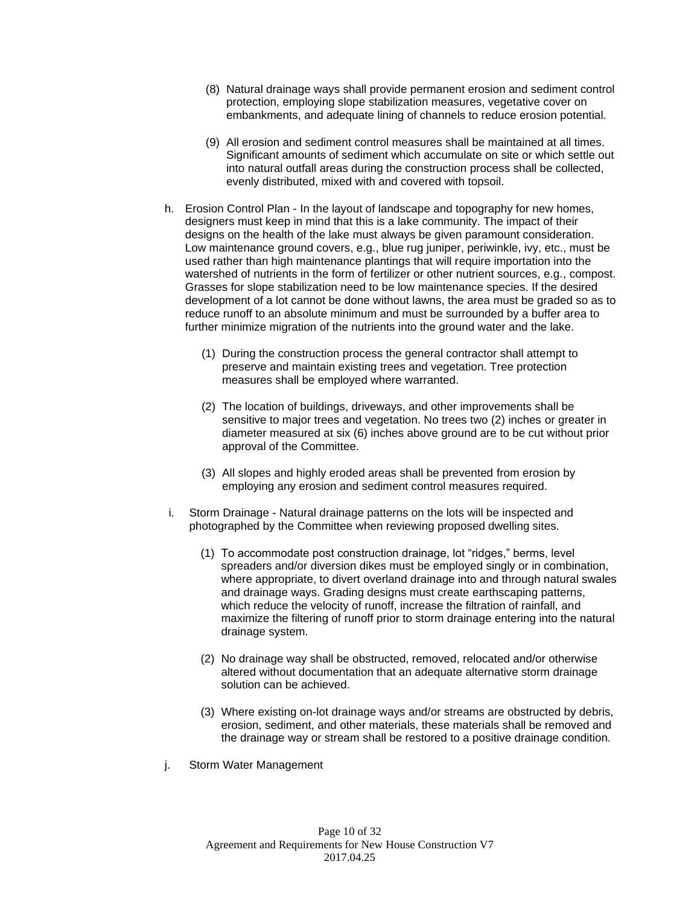(8) Natural drainage ways shall provide permanent erosion and sediment control protection, employing slope stabilization measures, vegetative cover on embankments, and adequate lining of channels to reduce erosion potential.

(9) All erosion and sediment control measures shall be maintained at all times. Significant amounts of sediment which accumulate on site or which settle out into natural outfall areas during the construction process shall be collected, evenly distributed, mixed with and covered with topsoil.

h. Erosion Control Plan - In the layout of landscape and topography for new homes, designers must keep in mind that this is a lake community. The impact of their designs on the health of the lake must always be given paramount consideration. Low maintenance ground covers, e.g., blue rug juniper, periwinkle, ivy, etc., must be used rather than high maintenance plantings that will require importation into the watershed of nutrients in the form of fertilizer or other nutrient sources, e.g., compost. Grasses for slope stabilization need to be low maintenance species. If the desired development of a lot cannot be done without lawns, the area must be graded so as to reduce runoff to an absolute minimum and must be surrounded by a buffer area to further minimize migration of the nutrients into the ground water and the lake.

(1) During the construction process the general contractor shall attempt to preserve and maintain existing trees and vegetation. Tree protection measures shall be employed where warranted.

(2) The location of buildings, driveways, and other improvements shall be sensitive to major trees and vegetation. No trees two (2) inches or greater in diameter measured at six (6) inches above ground are to be cut without prior approval of the Committee.

(3) All slopes and highly eroded areas shall be prevented from erosion by employing any erosion and sediment control measures required.

i. Storm Drainage - Natural drainage patterns on the lots will be inspected and photographed by the Committee when reviewing proposed dwelling sites.

(1) To accommodate post construction drainage, lot "ridges," berms, level spreaders and/or diversion dikes must be employed singly or in combination, where appropriate, to divert overland drainage into and through natural swales and drainage ways. Grading designs must create earthscaping patterns, which reduce the velocity of runoff, increase the filtration of rainfall, and maximize the filtering of runoff prior to storm drainage entering into the natural drainage system.

(2) No drainage way shall be obstructed, removed, relocated and/or otherwise altered without documentation that an adequate alternative storm drainage solution can be achieved.

(3) Where existing on-lot drainage ways and/or streams are obstructed by debris, erosion, sediment, and other materials, these materials shall be removed and the drainage way or stream shall be restored to a positive drainage condition.

j. Storm Water Management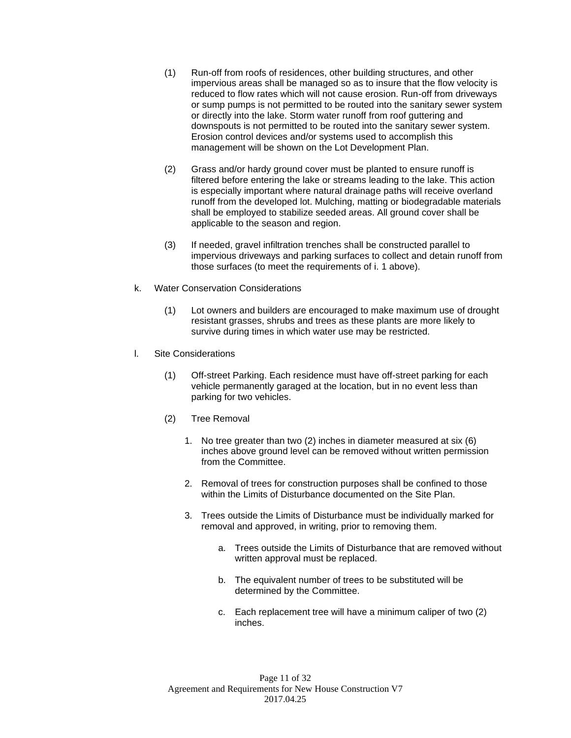(1) Run-off from roofs of residences, other building structures, and other impervious areas shall be managed so as to insure that the flow velocity is reduced to flow rates which will not cause erosion. Run-off from driveways or sump pumps is not permitted to be routed into the sanitary sewer system or directly into the lake. Storm water runoff from roof guttering and downspouts is not permitted to be routed into the sanitary sewer system. Erosion control devices and/or systems used to accomplish this management will be shown on the Lot Development Plan.

(2) Grass and/or hardy ground cover must be planted to ensure runoff is filtered before entering the lake or streams leading to the lake. This action is especially important where natural drainage paths will receive overland runoff from the developed lot. Mulching, matting or biodegradable materials shall be employed to stabilize seeded areas. All ground cover shall be applicable to the season and region.

(3) If needed, gravel infiltration trenches shall be constructed parallel to impervious driveways and parking surfaces to collect and detain runoff from those surfaces (to meet the requirements of i. 1 above).

k. Water Conservation Considerations

(1) Lot owners and builders are encouraged to make maximum use of drought resistant grasses, shrubs and trees as these plants are more likely to survive during times in which water use may be restricted.

l. Site Considerations

(1) Off-street Parking. Each residence must have off-street parking for each vehicle permanently garaged at the location, but in no event less than parking for two vehicles.

(2) Tree Removal

1. No tree greater than two (2) inches in diameter measured at six (6) inches above ground level can be removed without written permission from the Committee.
2. Removal of trees for construction purposes shall be confined to those within the Limits of Disturbance documented on the Site Plan.
3. Trees outside the Limits of Disturbance must be individually marked for removal and approved, in writing, prior to removing them.
    a. Trees outside the Limits of Disturbance that are removed without written approval must be replaced.
    b. The equivalent number of trees to be substituted will be determined by the Committee.
    c. Each replacement tree will have a minimum caliper of two (2) inches.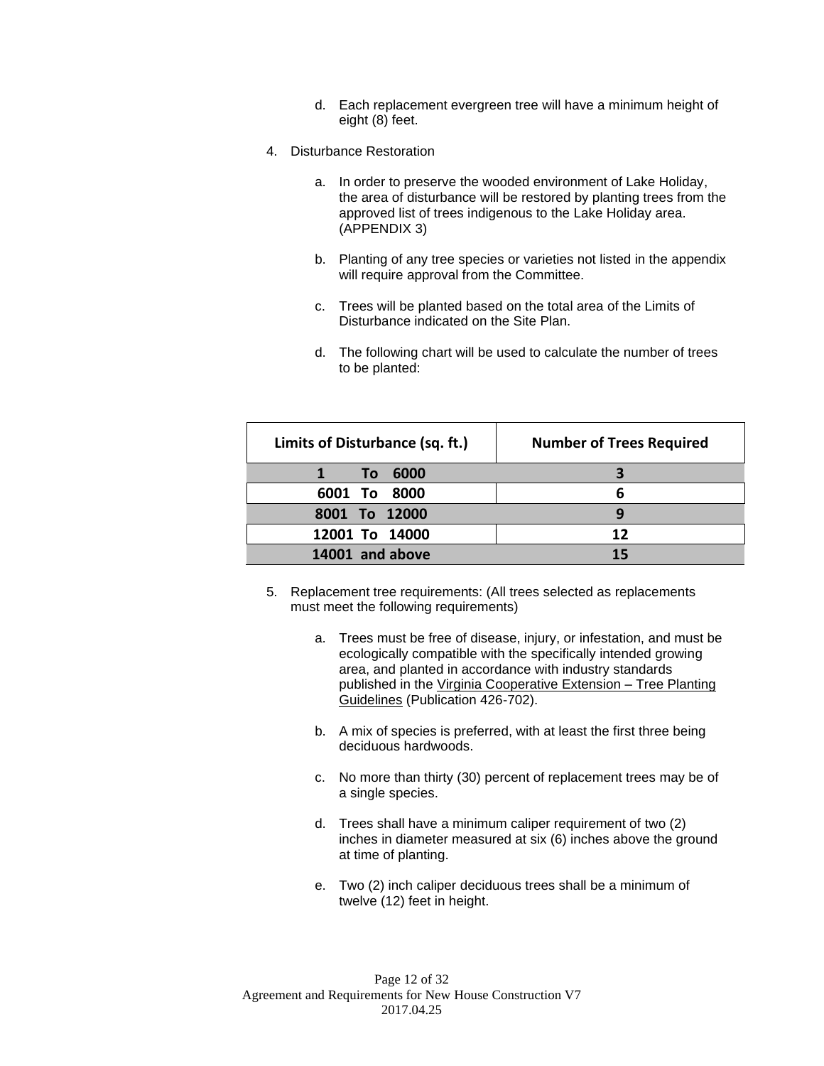d. Each replacement evergreen tree will have a minimum height of eight (8) feet.

4. Disturbance Restoration

    a. In order to preserve the wooded environment of Lake Holiday, the area of disturbance will be restored by planting trees from the approved list of trees indigenous to the Lake Holiday area. (APPENDIX 3)

    b. Planting of any tree species or varieties not listed in the appendix will require approval from the Committee.

    c. Trees will be planted based on the total area of the Limits of Disturbance indicated on the Site Plan.

    d. The following chart will be used to calculate the number of trees to be planted:

| Limits of Disturbance (sq. ft.) | Number of Trees Required |
|---|---|
| 1 To 6000 | 3 |
| 6001 To 8000 | 6 |
| 8001 To 12000 | 9 |
| 12001 To 14000 | 12 |
| 14001 and above | 15 |

5. Replacement tree requirements: (All trees selected as replacements must meet the following requirements)

    a. Trees must be free of disease, injury, or infestation, and must be ecologically compatible with the specifically intended growing area, and planted in accordance with industry standards published in the Virginia Cooperative Extension – Tree Planting Guidelines (Publication 426-702).

    b. A mix of species is preferred, with at least the first three being deciduous hardwoods.

    c. No more than thirty (30) percent of replacement trees may be of a single species.

    d. Trees shall have a minimum caliper requirement of two (2) inches in diameter measured at six (6) inches above the ground at time of planting.

    e. Two (2) inch caliper deciduous trees shall be a minimum of twelve (12) feet in height.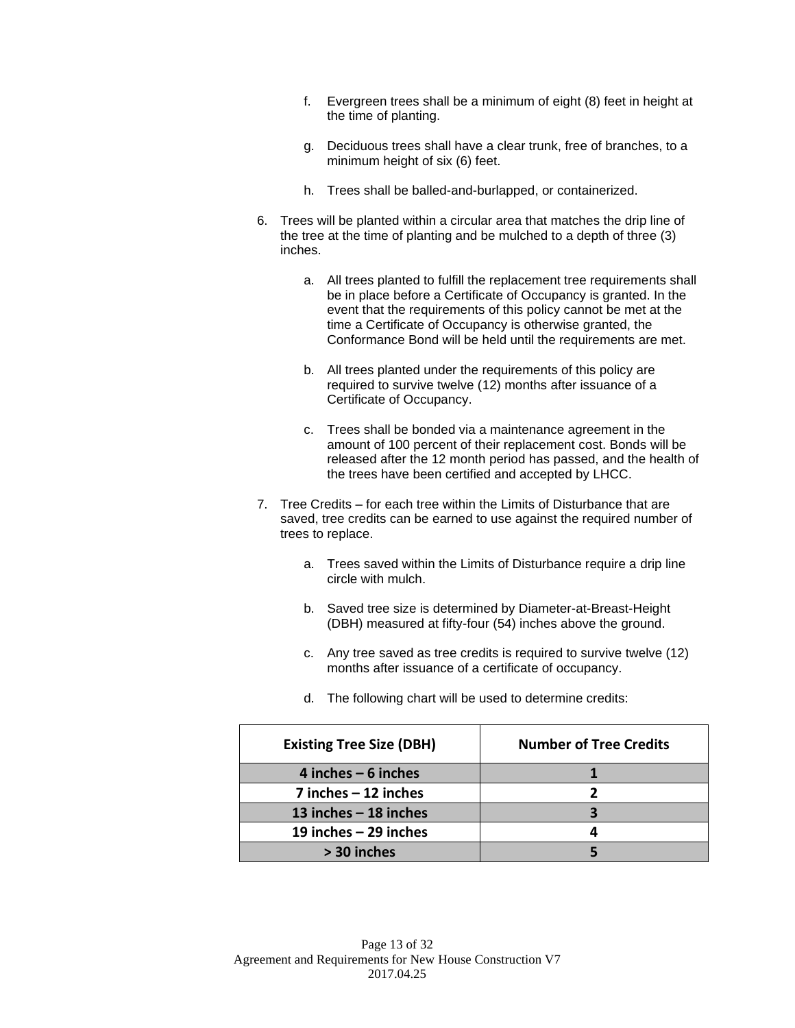f. Evergreen trees shall be a minimum of eight (8) feet in height at the time of planting.

g. Deciduous trees shall have a clear trunk, free of branches, to a minimum height of six (6) feet.

h. Trees shall be balled-and-burlapped, or containerized.

6. Trees will be planted within a circular area that matches the drip line of the tree at the time of planting and be mulched to a depth of three (3) inches.

   a. All trees planted to fulfill the replacement tree requirements shall be in place before a Certificate of Occupancy is granted. In the event that the requirements of this policy cannot be met at the time a Certificate of Occupancy is otherwise granted, the Conformance Bond will be held until the requirements are met.

   b. All trees planted under the requirements of this policy are required to survive twelve (12) months after issuance of a Certificate of Occupancy.

   c. Trees shall be bonded via a maintenance agreement in the amount of 100 percent of their replacement cost. Bonds will be released after the 12 month period has passed, and the health of the trees have been certified and accepted by LHCC.

7. Tree Credits – for each tree within the Limits of Disturbance that are saved, tree credits can be earned to use against the required number of trees to replace.

   a. Trees saved within the Limits of Disturbance require a drip line circle with mulch.

   b. Saved tree size is determined by Diameter-at-Breast-Height (DBH) measured at fifty-four (54) inches above the ground.

   c. Any tree saved as tree credits is required to survive twelve (12) months after issuance of a certificate of occupancy.

   d. The following chart will be used to determine credits:

| Existing Tree Size (DBH) | Number of Tree Credits |
|---|---|
| 4 inches – 6 inches | 1 |
| 7 inches – 12 inches | 2 |
| 13 inches – 18 inches | 3 |
| 19 inches – 29 inches | 4 |
| > 30 inches | 5 |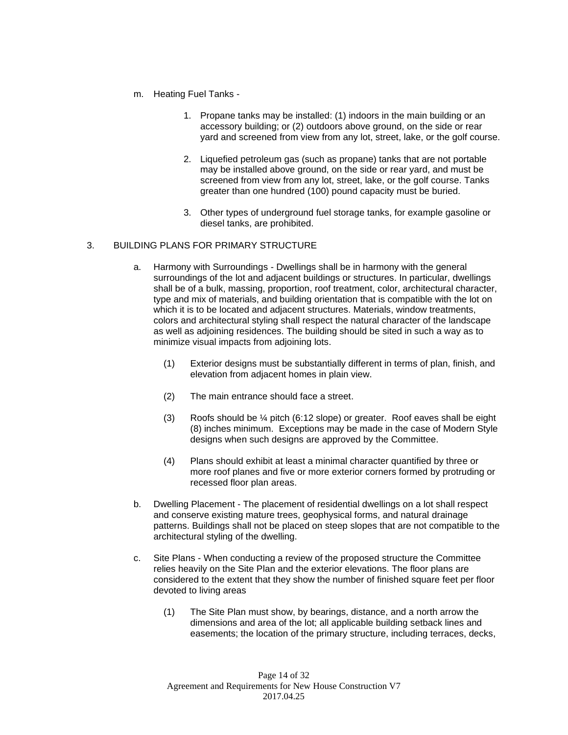m. Heating Fuel Tanks -

1. Propane tanks may be installed: (1) indoors in the main building or an accessory building; or (2) outdoors above ground, on the side or rear yard and screened from view from any lot, street, lake, or the golf course.

2. Liquefied petroleum gas (such as propane) tanks that are not portable may be installed above ground, on the side or rear yard, and must be screened from view from any lot, street, lake, or the golf course. Tanks greater than one hundred (100) pound capacity must be buried.

3. Other types of underground fuel storage tanks, for example gasoline or diesel tanks, are prohibited.

3. BUILDING PLANS FOR PRIMARY STRUCTURE

a. Harmony with Surroundings - Dwellings shall be in harmony with the general surroundings of the lot and adjacent buildings or structures. In particular, dwellings shall be of a bulk, massing, proportion, roof treatment, color, architectural character, type and mix of materials, and building orientation that is compatible with the lot on which it is to be located and adjacent structures. Materials, window treatments, colors and architectural styling shall respect the natural character of the landscape as well as adjoining residences. The building should be sited in such a way as to minimize visual impacts from adjoining lots.

(1) Exterior designs must be substantially different in terms of plan, finish, and elevation from adjacent homes in plain view.

(2) The main entrance should face a street.

(3) Roofs should be ¼ pitch (6:12 slope) or greater. Roof eaves shall be eight (8) inches minimum. Exceptions may be made in the case of Modern Style designs when such designs are approved by the Committee.

(4) Plans should exhibit at least a minimal character quantified by three or more roof planes and five or more exterior corners formed by protruding or recessed floor plan areas.

b. Dwelling Placement - The placement of residential dwellings on a lot shall respect and conserve existing mature trees, geophysical forms, and natural drainage patterns. Buildings shall not be placed on steep slopes that are not compatible to the architectural styling of the dwelling.

c. Site Plans - When conducting a review of the proposed structure the Committee relies heavily on the Site Plan and the exterior elevations. The floor plans are considered to the extent that they show the number of finished square feet per floor devoted to living areas

(1) The Site Plan must show, by bearings, distance, and a north arrow the dimensions and area of the lot; all applicable building setback lines and easements; the location of the primary structure, including terraces, decks,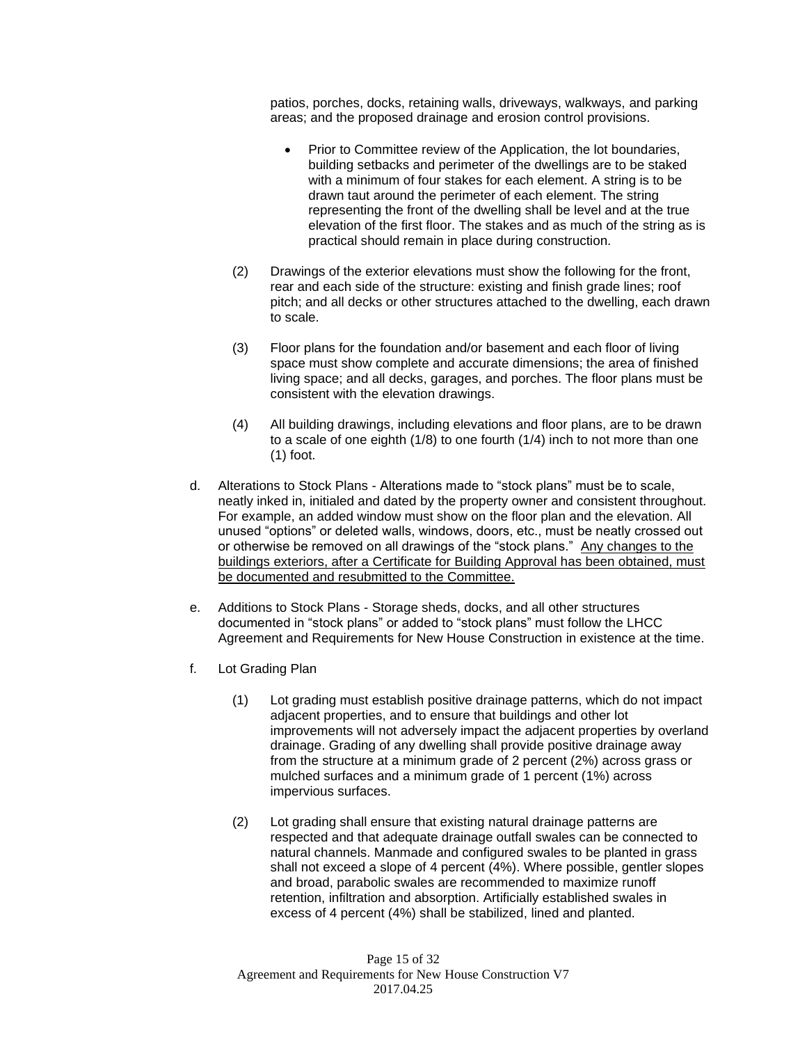patios, porches, docks, retaining walls, driveways, walkways, and parking areas; and the proposed drainage and erosion control provisions.

- Prior to Committee review of the Application, the lot boundaries, building setbacks and perimeter of the dwellings are to be staked with a minimum of four stakes for each element. A string is to be drawn taut around the perimeter of each element. The string representing the front of the dwelling shall be level and at the true elevation of the first floor. The stakes and as much of the string as is practical should remain in place during construction.

(2) Drawings of the exterior elevations must show the following for the front, rear and each side of the structure: existing and finish grade lines; roof pitch; and all decks or other structures attached to the dwelling, each drawn to scale.

(3) Floor plans for the foundation and/or basement and each floor of living space must show complete and accurate dimensions; the area of finished living space; and all decks, garages, and porches. The floor plans must be consistent with the elevation drawings.

(4) All building drawings, including elevations and floor plans, are to be drawn to a scale of one eighth (1/8) to one fourth (1/4) inch to not more than one (1) foot.

d. Alterations to Stock Plans - Alterations made to "stock plans" must be to scale, neatly inked in, initialed and dated by the property owner and consistent throughout. For example, an added window must show on the floor plan and the elevation. All unused "options" or deleted walls, windows, doors, etc., must be neatly crossed out or otherwise be removed on all drawings of the "stock plans." <u>Any changes to the buildings exteriors, after a Certificate for Building Approval has been obtained, must be documented and resubmitted to the Committee.</u>

e. Additions to Stock Plans - Storage sheds, docks, and all other structures documented in "stock plans" or added to "stock plans" must follow the LHCC Agreement and Requirements for New House Construction in existence at the time.

f. Lot Grading Plan

(1) Lot grading must establish positive drainage patterns, which do not impact adjacent properties, and to ensure that buildings and other lot improvements will not adversely impact the adjacent properties by overland drainage. Grading of any dwelling shall provide positive drainage away from the structure at a minimum grade of 2 percent (2%) across grass or mulched surfaces and a minimum grade of 1 percent (1%) across impervious surfaces.

(2) Lot grading shall ensure that existing natural drainage patterns are respected and that adequate drainage outfall swales can be connected to natural channels. Manmade and configured swales to be planted in grass shall not exceed a slope of 4 percent (4%). Where possible, gentler slopes and broad, parabolic swales are recommended to maximize runoff retention, infiltration and absorption. Artificially established swales in excess of 4 percent (4%) shall be stabilized, lined and planted.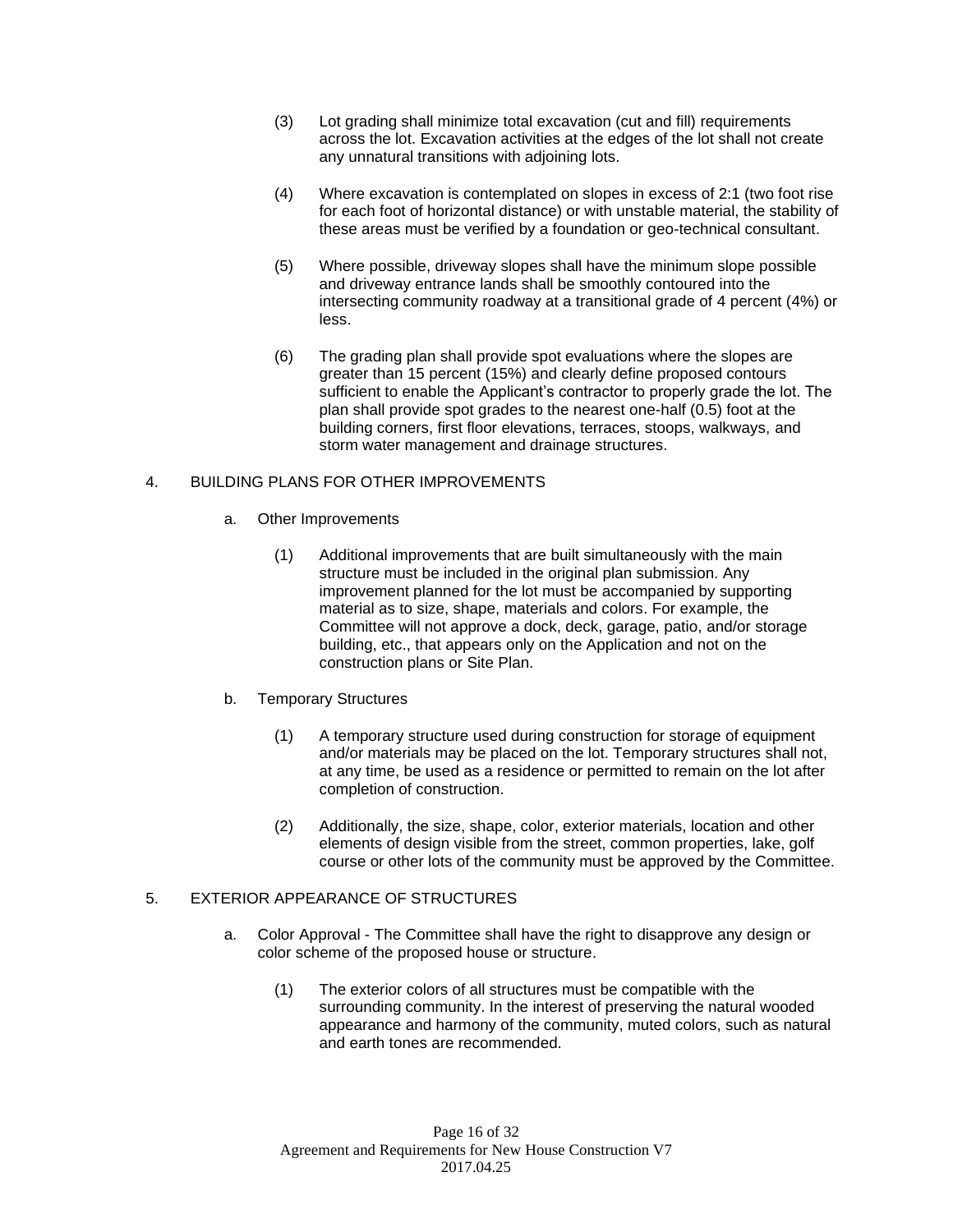(3) Lot grading shall minimize total excavation (cut and fill) requirements across the lot. Excavation activities at the edges of the lot shall not create any unnatural transitions with adjoining lots.

(4) Where excavation is contemplated on slopes in excess of 2:1 (two foot rise for each foot of horizontal distance) or with unstable material, the stability of these areas must be verified by a foundation or geo-technical consultant.

(5) Where possible, driveway slopes shall have the minimum slope possible and driveway entrance lands shall be smoothly contoured into the intersecting community roadway at a transitional grade of 4 percent (4%) or less.

(6) The grading plan shall provide spot evaluations where the slopes are greater than 15 percent (15%) and clearly define proposed contours sufficient to enable the Applicant's contractor to properly grade the lot. The plan shall provide spot grades to the nearest one-half (0.5) foot at the building corners, first floor elevations, terraces, stoops, walkways, and storm water management and drainage structures.

## 4. BUILDING PLANS FOR OTHER IMPROVEMENTS

### a. Other Improvements

(1) Additional improvements that are built simultaneously with the main structure must be included in the original plan submission. Any improvement planned for the lot must be accompanied by supporting material as to size, shape, materials and colors. For example, the Committee will not approve a dock, deck, garage, patio, and/or storage building, etc., that appears only on the Application and not on the construction plans or Site Plan.

### b. Temporary Structures

(1) A temporary structure used during construction for storage of equipment and/or materials may be placed on the lot. Temporary structures shall not, at any time, be used as a residence or permitted to remain on the lot after completion of construction.

(2) Additionally, the size, shape, color, exterior materials, location and other elements of design visible from the street, common properties, lake, golf course or other lots of the community must be approved by the Committee.

## 5. EXTERIOR APPEARANCE OF STRUCTURES

a. Color Approval - The Committee shall have the right to disapprove any design or color scheme of the proposed house or structure.

(1) The exterior colors of all structures must be compatible with the surrounding community. In the interest of preserving the natural wooded appearance and harmony of the community, muted colors, such as natural and earth tones are recommended.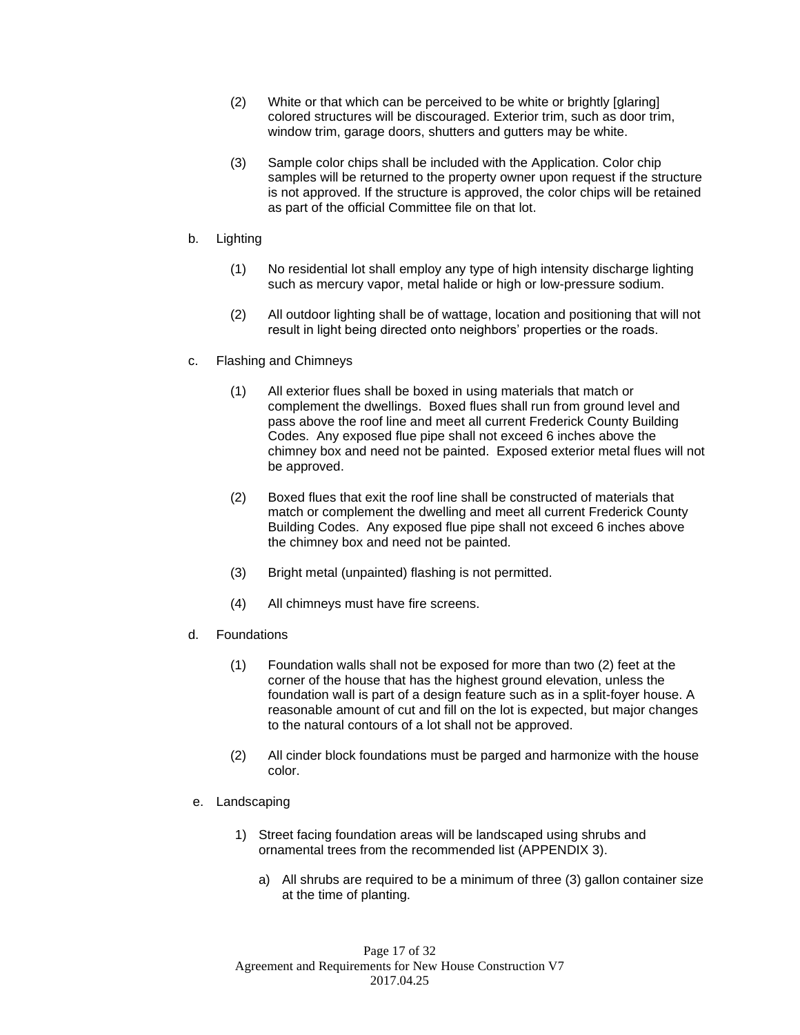(2) White or that which can be perceived to be white or brightly [glaring] colored structures will be discouraged. Exterior trim, such as door trim, window trim, garage doors, shutters and gutters may be white.

(3) Sample color chips shall be included with the Application. Color chip samples will be returned to the property owner upon request if the structure is not approved. If the structure is approved, the color chips will be retained as part of the official Committee file on that lot.

b. Lighting

(1) No residential lot shall employ any type of high intensity discharge lighting such as mercury vapor, metal halide or high or low-pressure sodium.

(2) All outdoor lighting shall be of wattage, location and positioning that will not result in light being directed onto neighbors' properties or the roads.

c. Flashing and Chimneys

(1) All exterior flues shall be boxed in using materials that match or complement the dwellings. Boxed flues shall run from ground level and pass above the roof line and meet all current Frederick County Building Codes. Any exposed flue pipe shall not exceed 6 inches above the chimney box and need not be painted. Exposed exterior metal flues will not be approved.

(2) Boxed flues that exit the roof line shall be constructed of materials that match or complement the dwelling and meet all current Frederick County Building Codes. Any exposed flue pipe shall not exceed 6 inches above the chimney box and need not be painted.

(3) Bright metal (unpainted) flashing is not permitted.

(4) All chimneys must have fire screens.

d. Foundations

(1) Foundation walls shall not be exposed for more than two (2) feet at the corner of the house that has the highest ground elevation, unless the foundation wall is part of a design feature such as in a split-foyer house. A reasonable amount of cut and fill on the lot is expected, but major changes to the natural contours of a lot shall not be approved.

(2) All cinder block foundations must be parged and harmonize with the house color.

e. Landscaping

1) Street facing foundation areas will be landscaped using shrubs and ornamental trees from the recommended list (APPENDIX 3).

a) All shrubs are required to be a minimum of three (3) gallon container size at the time of planting.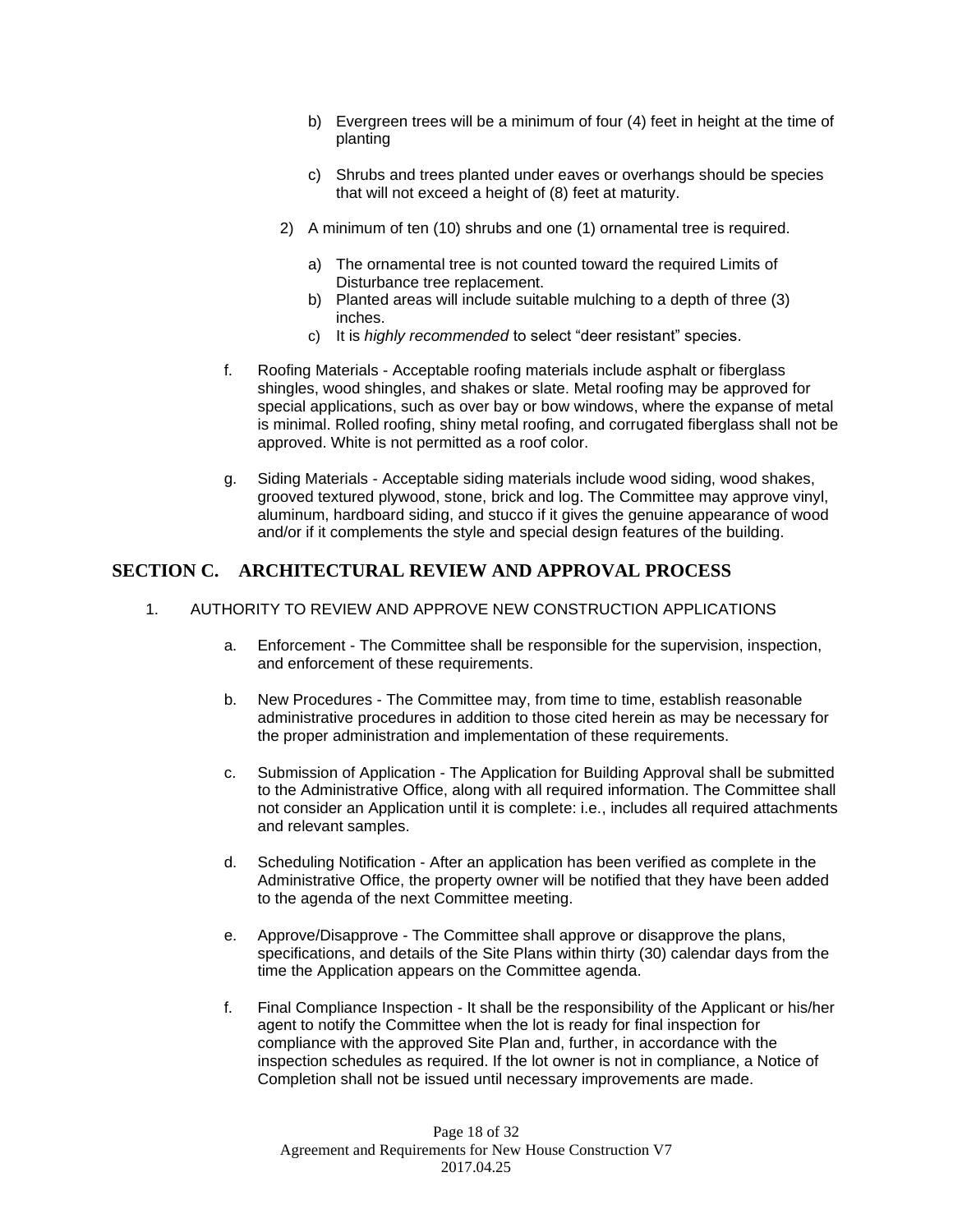b) Evergreen trees will be a minimum of four (4) feet in height at the time of planting

c) Shrubs and trees planted under eaves or overhangs should be species that will not exceed a height of (8) feet at maturity.

2) A minimum of ten (10) shrubs and one (1) ornamental tree is required.

a) The ornamental tree is not counted toward the required Limits of Disturbance tree replacement.
b) Planted areas will include suitable mulching to a depth of three (3) inches.
c) It is *highly recommended* to select "deer resistant" species.

f. Roofing Materials - Acceptable roofing materials include asphalt or fiberglass shingles, wood shingles, and shakes or slate. Metal roofing may be approved for special applications, such as over bay or bow windows, where the expanse of metal is minimal. Rolled roofing, shiny metal roofing, and corrugated fiberglass shall not be approved. White is not permitted as a roof color.

g. Siding Materials - Acceptable siding materials include wood siding, wood shakes, grooved textured plywood, stone, brick and log. The Committee may approve vinyl, aluminum, hardboard siding, and stucco if it gives the genuine appearance of wood and/or if it complements the style and special design features of the building.

## SECTION C. ARCHITECTURAL REVIEW AND APPROVAL PROCESS

1. AUTHORITY TO REVIEW AND APPROVE NEW CONSTRUCTION APPLICATIONS

a. Enforcement - The Committee shall be responsible for the supervision, inspection, and enforcement of these requirements.

b. New Procedures - The Committee may, from time to time, establish reasonable administrative procedures in addition to those cited herein as may be necessary for the proper administration and implementation of these requirements.

c. Submission of Application - The Application for Building Approval shall be submitted to the Administrative Office, along with all required information. The Committee shall not consider an Application until it is complete: i.e., includes all required attachments and relevant samples.

d. Scheduling Notification - After an application has been verified as complete in the Administrative Office, the property owner will be notified that they have been added to the agenda of the next Committee meeting.

e. Approve/Disapprove - The Committee shall approve or disapprove the plans, specifications, and details of the Site Plans within thirty (30) calendar days from the time the Application appears on the Committee agenda.

f. Final Compliance Inspection - It shall be the responsibility of the Applicant or his/her agent to notify the Committee when the lot is ready for final inspection for compliance with the approved Site Plan and, further, in accordance with the inspection schedules as required. If the lot owner is not in compliance, a Notice of Completion shall not be issued until necessary improvements are made.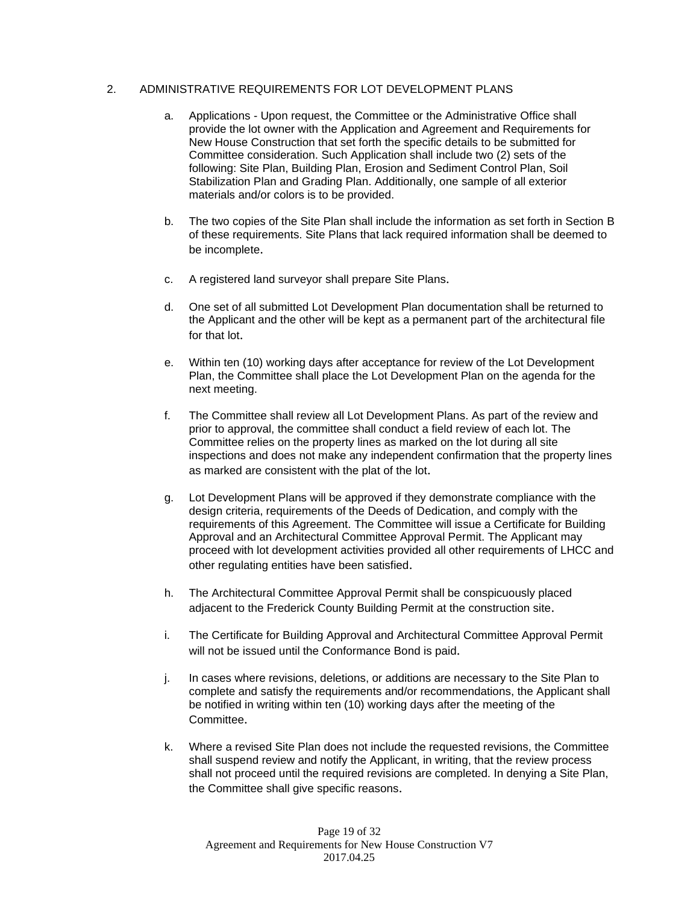## 2. ADMINISTRATIVE REQUIREMENTS FOR LOT DEVELOPMENT PLANS

a. Applications - Upon request, the Committee or the Administrative Office shall provide the lot owner with the Application and Agreement and Requirements for New House Construction that set forth the specific details to be submitted for Committee consideration. Such Application shall include two (2) sets of the following: Site Plan, Building Plan, Erosion and Sediment Control Plan, Soil Stabilization Plan and Grading Plan. Additionally, one sample of all exterior materials and/or colors is to be provided.

b. The two copies of the Site Plan shall include the information as set forth in Section B of these requirements. Site Plans that lack required information shall be deemed to be incomplete.

c. A registered land surveyor shall prepare Site Plans.

d. One set of all submitted Lot Development Plan documentation shall be returned to the Applicant and the other will be kept as a permanent part of the architectural file for that lot.

e. Within ten (10) working days after acceptance for review of the Lot Development Plan, the Committee shall place the Lot Development Plan on the agenda for the next meeting.

f. The Committee shall review all Lot Development Plans. As part of the review and prior to approval, the committee shall conduct a field review of each lot. The Committee relies on the property lines as marked on the lot during all site inspections and does not make any independent confirmation that the property lines as marked are consistent with the plat of the lot.

g. Lot Development Plans will be approved if they demonstrate compliance with the design criteria, requirements of the Deeds of Dedication, and comply with the requirements of this Agreement. The Committee will issue a Certificate for Building Approval and an Architectural Committee Approval Permit. The Applicant may proceed with lot development activities provided all other requirements of LHCC and other regulating entities have been satisfied.

h. The Architectural Committee Approval Permit shall be conspicuously placed adjacent to the Frederick County Building Permit at the construction site.

i. The Certificate for Building Approval and Architectural Committee Approval Permit will not be issued until the Conformance Bond is paid.

j. In cases where revisions, deletions, or additions are necessary to the Site Plan to complete and satisfy the requirements and/or recommendations, the Applicant shall be notified in writing within ten (10) working days after the meeting of the Committee.

k. Where a revised Site Plan does not include the requested revisions, the Committee shall suspend review and notify the Applicant, in writing, that the review process shall not proceed until the required revisions are completed. In denying a Site Plan, the Committee shall give specific reasons.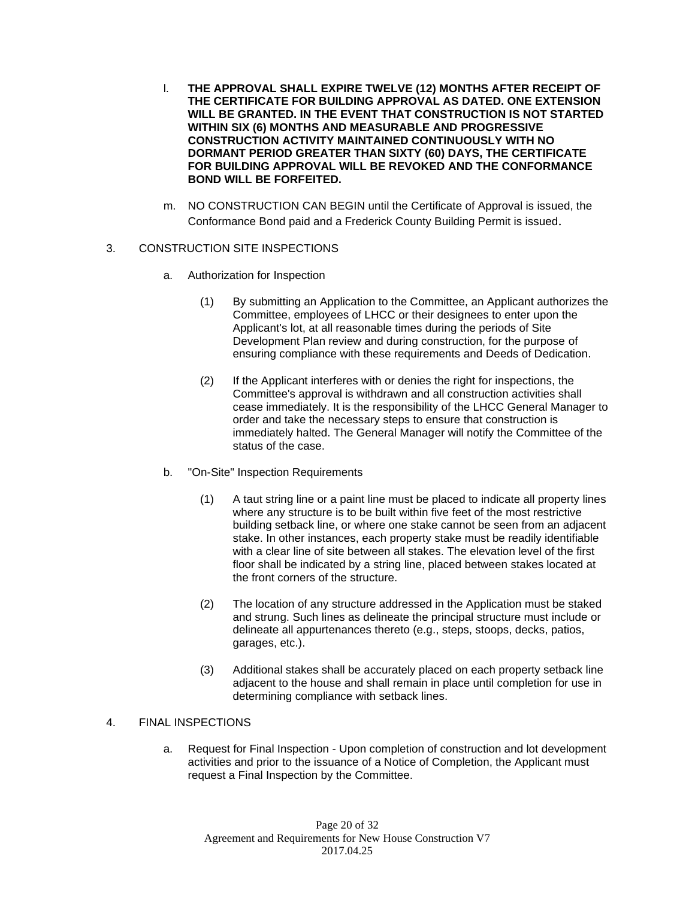l. **THE APPROVAL SHALL EXPIRE TWELVE (12) MONTHS AFTER RECEIPT OF THE CERTIFICATE FOR BUILDING APPROVAL AS DATED. ONE EXTENSION WILL BE GRANTED. IN THE EVENT THAT CONSTRUCTION IS NOT STARTED WITHIN SIX (6) MONTHS AND MEASURABLE AND PROGRESSIVE CONSTRUCTION ACTIVITY MAINTAINED CONTINUOUSLY WITH NO DORMANT PERIOD GREATER THAN SIXTY (60) DAYS, THE CERTIFICATE FOR BUILDING APPROVAL WILL BE REVOKED AND THE CONFORMANCE BOND WILL BE FORFEITED.**

m. NO CONSTRUCTION CAN BEGIN until the Certificate of Approval is issued, the Conformance Bond paid and a Frederick County Building Permit is issued.

3. CONSTRUCTION SITE INSPECTIONS

   a. Authorization for Inspection

      (1) By submitting an Application to the Committee, an Applicant authorizes the Committee, employees of LHCC or their designees to enter upon the Applicant's lot, at all reasonable times during the periods of Site Development Plan review and during construction, for the purpose of ensuring compliance with these requirements and Deeds of Dedication.

      (2) If the Applicant interferes with or denies the right for inspections, the Committee's approval is withdrawn and all construction activities shall cease immediately. It is the responsibility of the LHCC General Manager to order and take the necessary steps to ensure that construction is immediately halted. The General Manager will notify the Committee of the status of the case.

   b. "On-Site" Inspection Requirements

      (1) A taut string line or a paint line must be placed to indicate all property lines where any structure is to be built within five feet of the most restrictive building setback line, or where one stake cannot be seen from an adjacent stake. In other instances, each property stake must be readily identifiable with a clear line of site between all stakes. The elevation level of the first floor shall be indicated by a string line, placed between stakes located at the front corners of the structure.

      (2) The location of any structure addressed in the Application must be staked and strung. Such lines as delineate the principal structure must include or delineate all appurtenances thereto (e.g., steps, stoops, decks, patios, garages, etc.).

      (3) Additional stakes shall be accurately placed on each property setback line adjacent to the house and shall remain in place until completion for use in determining compliance with setback lines.

4. FINAL INSPECTIONS

   a. Request for Final Inspection - Upon completion of construction and lot development activities and prior to the issuance of a Notice of Completion, the Applicant must request a Final Inspection by the Committee.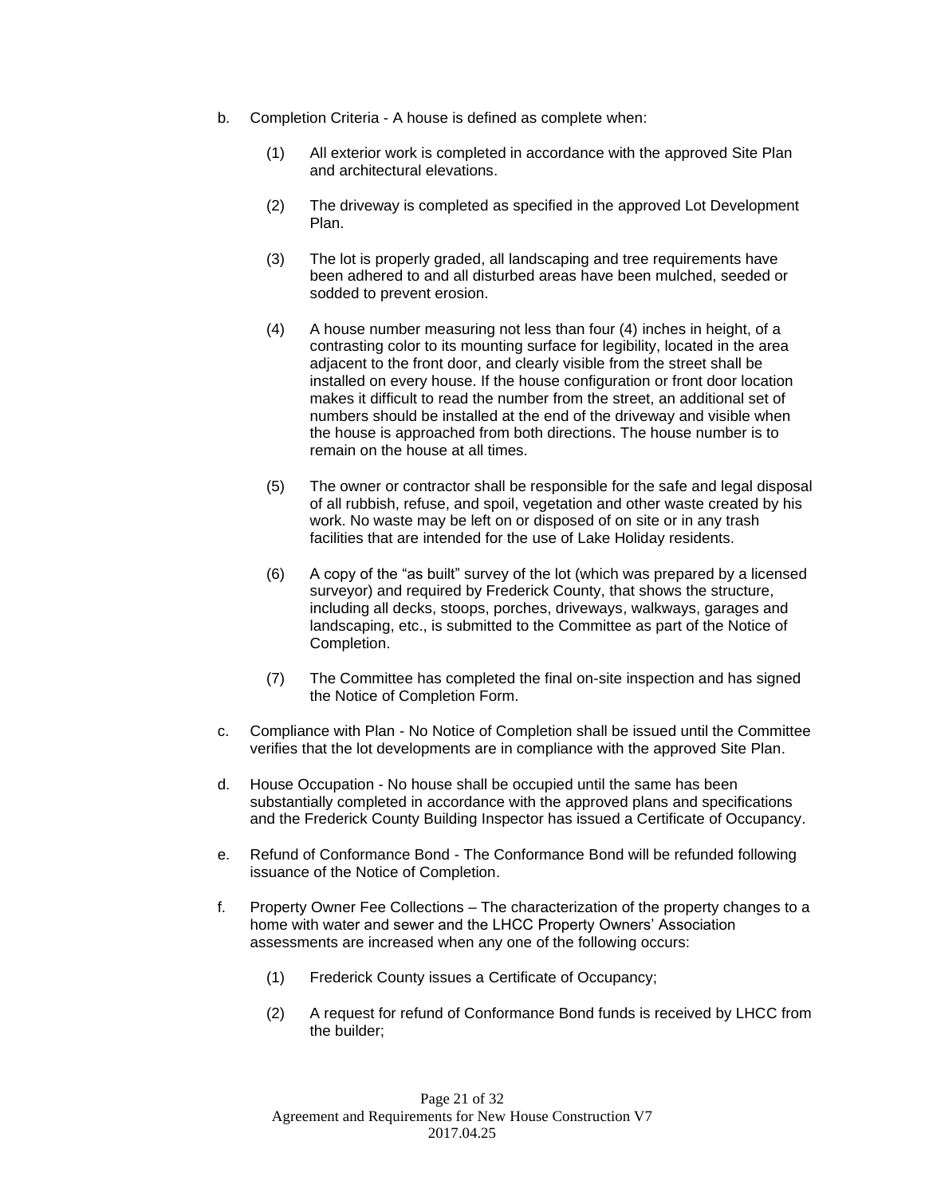b. Completion Criteria - A house is defined as complete when:

   (1) All exterior work is completed in accordance with the approved Site Plan and architectural elevations.

   (2) The driveway is completed as specified in the approved Lot Development Plan.

   (3) The lot is properly graded, all landscaping and tree requirements have been adhered to and all disturbed areas have been mulched, seeded or sodded to prevent erosion.

   (4) A house number measuring not less than four (4) inches in height, of a contrasting color to its mounting surface for legibility, located in the area adjacent to the front door, and clearly visible from the street shall be installed on every house. If the house configuration or front door location makes it difficult to read the number from the street, an additional set of numbers should be installed at the end of the driveway and visible when the house is approached from both directions. The house number is to remain on the house at all times.

   (5) The owner or contractor shall be responsible for the safe and legal disposal of all rubbish, refuse, and spoil, vegetation and other waste created by his work. No waste may be left on or disposed of on site or in any trash facilities that are intended for the use of Lake Holiday residents.

   (6) A copy of the "as built" survey of the lot (which was prepared by a licensed surveyor) and required by Frederick County, that shows the structure, including all decks, stoops, porches, driveways, walkways, garages and landscaping, etc., is submitted to the Committee as part of the Notice of Completion.

   (7) The Committee has completed the final on-site inspection and has signed the Notice of Completion Form.

c. Compliance with Plan - No Notice of Completion shall be issued until the Committee verifies that the lot developments are in compliance with the approved Site Plan.

d. House Occupation - No house shall be occupied until the same has been substantially completed in accordance with the approved plans and specifications and the Frederick County Building Inspector has issued a Certificate of Occupancy.

e. Refund of Conformance Bond - The Conformance Bond will be refunded following issuance of the Notice of Completion.

f. Property Owner Fee Collections – The characterization of the property changes to a home with water and sewer and the LHCC Property Owners' Association assessments are increased when any one of the following occurs:

   (1) Frederick County issues a Certificate of Occupancy;

   (2) A request for refund of Conformance Bond funds is received by LHCC from the builder;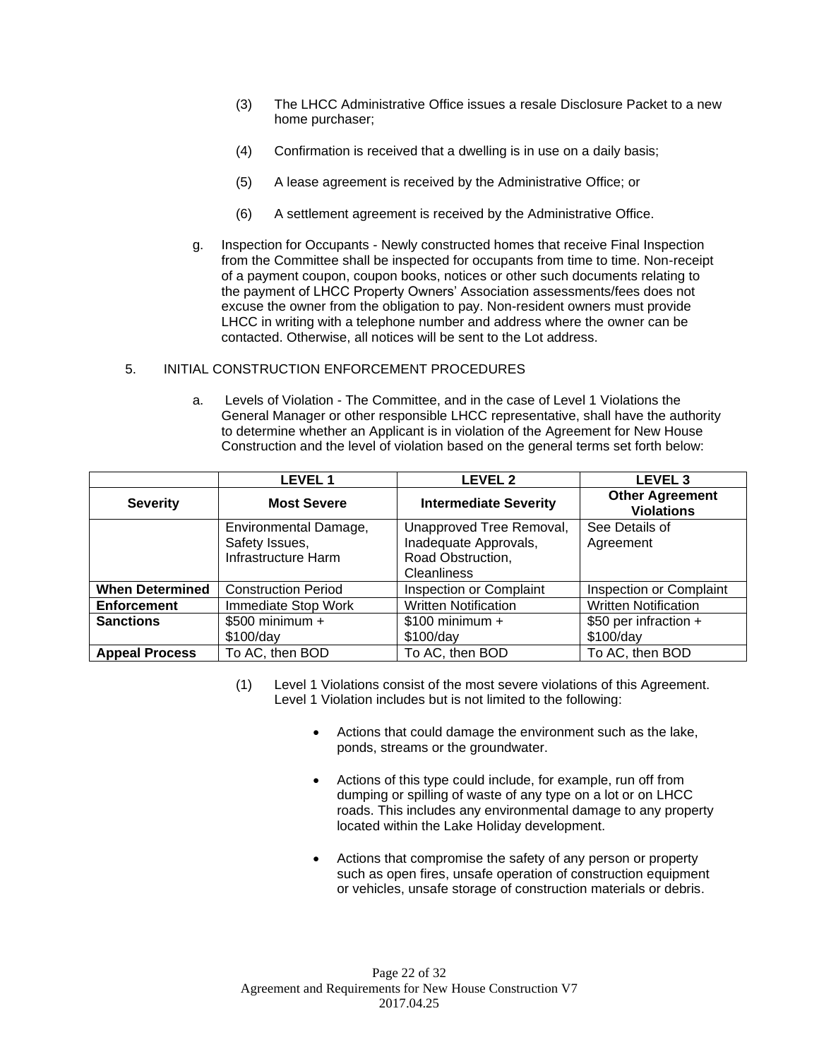(3) The LHCC Administrative Office issues a resale Disclosure Packet to a new home purchaser;

(4) Confirmation is received that a dwelling is in use on a daily basis;

(5) A lease agreement is received by the Administrative Office; or

(6) A settlement agreement is received by the Administrative Office.

g. Inspection for Occupants - Newly constructed homes that receive Final Inspection from the Committee shall be inspected for occupants from time to time. Non-receipt of a payment coupon, coupon books, notices or other such documents relating to the payment of LHCC Property Owners' Association assessments/fees does not excuse the owner from the obligation to pay. Non-resident owners must provide LHCC in writing with a telephone number and address where the owner can be contacted. Otherwise, all notices will be sent to the Lot address.

5. INITIAL CONSTRUCTION ENFORCEMENT PROCEDURES

a. Levels of Violation - The Committee, and in the case of Level 1 Violations the General Manager or other responsible LHCC representative, shall have the authority to determine whether an Applicant is in violation of the Agreement for New House Construction and the level of violation based on the general terms set forth below:

| | **LEVEL 1** | **LEVEL 2** | **LEVEL 3** |
|---|---|---|---|
| **Severity** | **Most Severe** | **Intermediate Severity** | **Other Agreement Violations** |
| | Environmental Damage, Safety Issues, Infrastructure Harm | Unapproved Tree Removal, Inadequate Approvals, Road Obstruction, Cleanliness | See Details of Agreement |
| **When Determined** | Construction Period | Inspection or Complaint | Inspection or Complaint |
| **Enforcement** | Immediate Stop Work | Written Notification | Written Notification |
| **Sanctions** | $500 minimum + $100/day | $100 minimum + $100/day | $50 per infraction + $100/day |
| **Appeal Process** | To AC, then BOD | To AC, then BOD | To AC, then BOD |

(1) Level 1 Violations consist of the most severe violations of this Agreement. Level 1 Violation includes but is not limited to the following:

- Actions that could damage the environment such as the lake, ponds, streams or the groundwater.
- Actions of this type could include, for example, run off from dumping or spilling of waste of any type on a lot or on LHCC roads. This includes any environmental damage to any property located within the Lake Holiday development.
- Actions that compromise the safety of any person or property such as open fires, unsafe operation of construction equipment or vehicles, unsafe storage of construction materials or debris.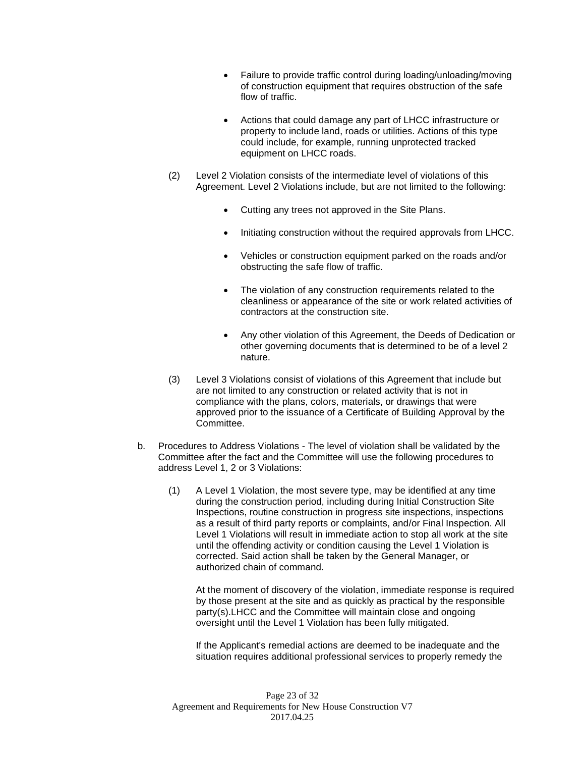- Failure to provide traffic control during loading/unloading/moving of construction equipment that requires obstruction of the safe flow of traffic.

- Actions that could damage any part of LHCC infrastructure or property to include land, roads or utilities. Actions of this type could include, for example, running unprotected tracked equipment on LHCC roads.

(2) Level 2 Violation consists of the intermediate level of violations of this Agreement. Level 2 Violations include, but are not limited to the following:

- Cutting any trees not approved in the Site Plans.

- Initiating construction without the required approvals from LHCC.

- Vehicles or construction equipment parked on the roads and/or obstructing the safe flow of traffic.

- The violation of any construction requirements related to the cleanliness or appearance of the site or work related activities of contractors at the construction site.

- Any other violation of this Agreement, the Deeds of Dedication or other governing documents that is determined to be of a level 2 nature.

(3) Level 3 Violations consist of violations of this Agreement that include but are not limited to any construction or related activity that is not in compliance with the plans, colors, materials, or drawings that were approved prior to the issuance of a Certificate of Building Approval by the Committee.

b. Procedures to Address Violations - The level of violation shall be validated by the Committee after the fact and the Committee will use the following procedures to address Level 1, 2 or 3 Violations:

(1) A Level 1 Violation, the most severe type, may be identified at any time during the construction period, including during Initial Construction Site Inspections, routine construction in progress site inspections, inspections as a result of third party reports or complaints, and/or Final Inspection. All Level 1 Violations will result in immediate action to stop all work at the site until the offending activity or condition causing the Level 1 Violation is corrected. Said action shall be taken by the General Manager, or authorized chain of command.

At the moment of discovery of the violation, immediate response is required by those present at the site and as quickly as practical by the responsible party(s).LHCC and the Committee will maintain close and ongoing oversight until the Level 1 Violation has been fully mitigated.

If the Applicant's remedial actions are deemed to be inadequate and the situation requires additional professional services to properly remedy the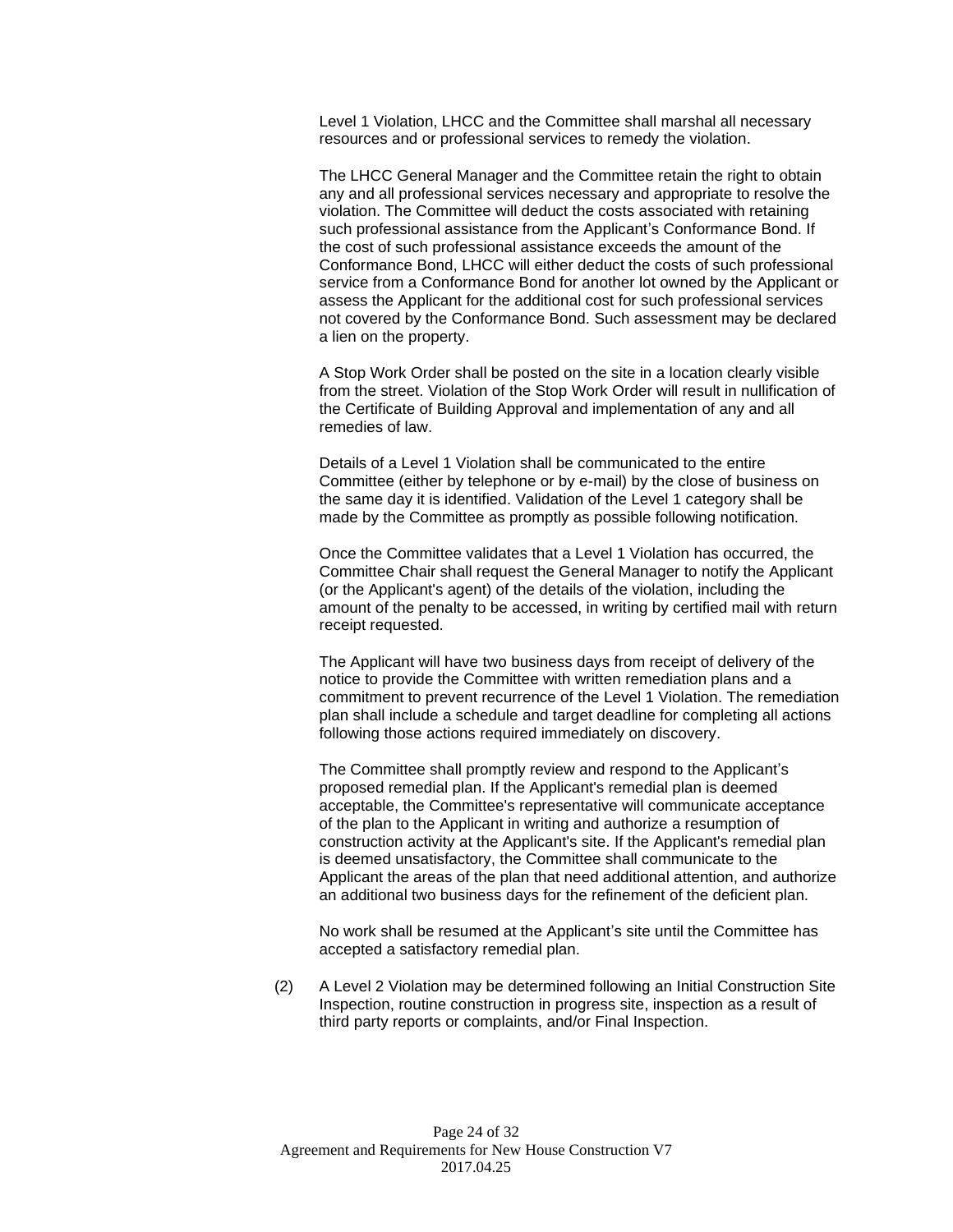Level 1 Violation, LHCC and the Committee shall marshal all necessary resources and or professional services to remedy the violation.

The LHCC General Manager and the Committee retain the right to obtain any and all professional services necessary and appropriate to resolve the violation. The Committee will deduct the costs associated with retaining such professional assistance from the Applicant's Conformance Bond. If the cost of such professional assistance exceeds the amount of the Conformance Bond, LHCC will either deduct the costs of such professional service from a Conformance Bond for another lot owned by the Applicant or assess the Applicant for the additional cost for such professional services not covered by the Conformance Bond. Such assessment may be declared a lien on the property.

A Stop Work Order shall be posted on the site in a location clearly visible from the street. Violation of the Stop Work Order will result in nullification of the Certificate of Building Approval and implementation of any and all remedies of law.

Details of a Level 1 Violation shall be communicated to the entire Committee (either by telephone or by e-mail) by the close of business on the same day it is identified. Validation of the Level 1 category shall be made by the Committee as promptly as possible following notification.

Once the Committee validates that a Level 1 Violation has occurred, the Committee Chair shall request the General Manager to notify the Applicant (or the Applicant's agent) of the details of the violation, including the amount of the penalty to be accessed, in writing by certified mail with return receipt requested.

The Applicant will have two business days from receipt of delivery of the notice to provide the Committee with written remediation plans and a commitment to prevent recurrence of the Level 1 Violation. The remediation plan shall include a schedule and target deadline for completing all actions following those actions required immediately on discovery.

The Committee shall promptly review and respond to the Applicant's proposed remedial plan. If the Applicant's remedial plan is deemed acceptable, the Committee's representative will communicate acceptance of the plan to the Applicant in writing and authorize a resumption of construction activity at the Applicant's site. If the Applicant's remedial plan is deemed unsatisfactory, the Committee shall communicate to the Applicant the areas of the plan that need additional attention, and authorize an additional two business days for the refinement of the deficient plan.

No work shall be resumed at the Applicant's site until the Committee has accepted a satisfactory remedial plan.

(2) A Level 2 Violation may be determined following an Initial Construction Site Inspection, routine construction in progress site, inspection as a result of third party reports or complaints, and/or Final Inspection.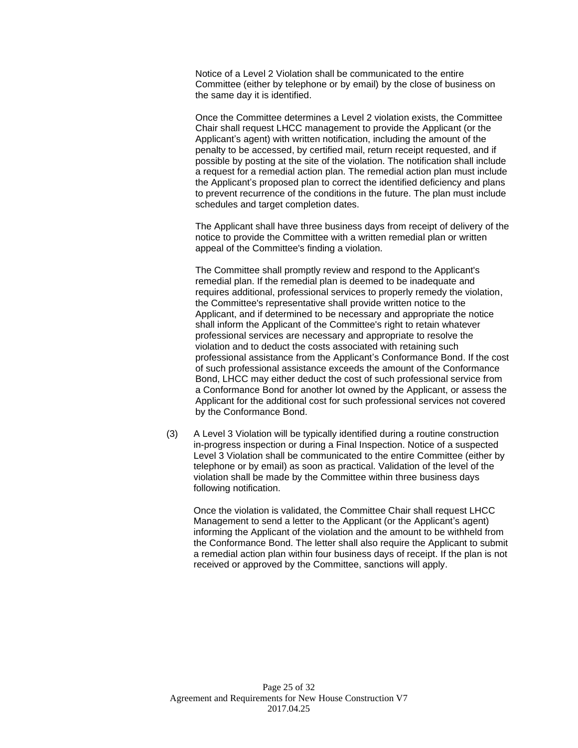Notice of a Level 2 Violation shall be communicated to the entire Committee (either by telephone or by email) by the close of business on the same day it is identified.

Once the Committee determines a Level 2 violation exists, the Committee Chair shall request LHCC management to provide the Applicant (or the Applicant's agent) with written notification, including the amount of the penalty to be accessed, by certified mail, return receipt requested, and if possible by posting at the site of the violation. The notification shall include a request for a remedial action plan. The remedial action plan must include the Applicant's proposed plan to correct the identified deficiency and plans to prevent recurrence of the conditions in the future. The plan must include schedules and target completion dates.

The Applicant shall have three business days from receipt of delivery of the notice to provide the Committee with a written remedial plan or written appeal of the Committee's finding a violation.

The Committee shall promptly review and respond to the Applicant's remedial plan. If the remedial plan is deemed to be inadequate and requires additional, professional services to properly remedy the violation, the Committee's representative shall provide written notice to the Applicant, and if determined to be necessary and appropriate the notice shall inform the Applicant of the Committee's right to retain whatever professional services are necessary and appropriate to resolve the violation and to deduct the costs associated with retaining such professional assistance from the Applicant's Conformance Bond. If the cost of such professional assistance exceeds the amount of the Conformance Bond, LHCC may either deduct the cost of such professional service from a Conformance Bond for another lot owned by the Applicant, or assess the Applicant for the additional cost for such professional services not covered by the Conformance Bond.

(3) A Level 3 Violation will be typically identified during a routine construction in-progress inspection or during a Final Inspection. Notice of a suspected Level 3 Violation shall be communicated to the entire Committee (either by telephone or by email) as soon as practical. Validation of the level of the violation shall be made by the Committee within three business days following notification.

Once the violation is validated, the Committee Chair shall request LHCC Management to send a letter to the Applicant (or the Applicant's agent) informing the Applicant of the violation and the amount to be withheld from the Conformance Bond. The letter shall also require the Applicant to submit a remedial action plan within four business days of receipt. If the plan is not received or approved by the Committee, sanctions will apply.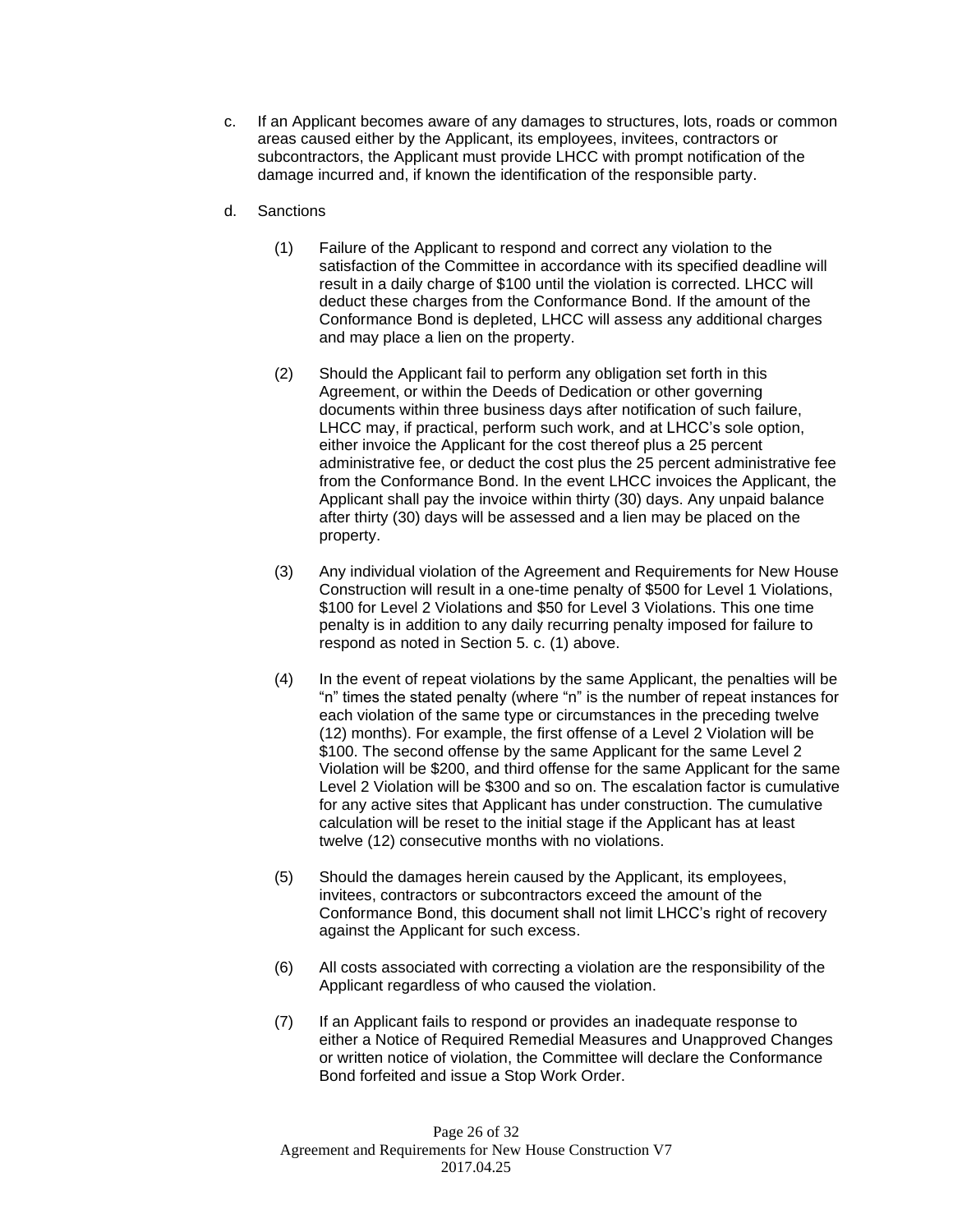c. If an Applicant becomes aware of any damages to structures, lots, roads or common areas caused either by the Applicant, its employees, invitees, contractors or subcontractors, the Applicant must provide LHCC with prompt notification of the damage incurred and, if known the identification of the responsible party.

d. Sanctions

(1) Failure of the Applicant to respond and correct any violation to the satisfaction of the Committee in accordance with its specified deadline will result in a daily charge of $100 until the violation is corrected. LHCC will deduct these charges from the Conformance Bond. If the amount of the Conformance Bond is depleted, LHCC will assess any additional charges and may place a lien on the property.

(2) Should the Applicant fail to perform any obligation set forth in this Agreement, or within the Deeds of Dedication or other governing documents within three business days after notification of such failure, LHCC may, if practical, perform such work, and at LHCC's sole option, either invoice the Applicant for the cost thereof plus a 25 percent administrative fee, or deduct the cost plus the 25 percent administrative fee from the Conformance Bond. In the event LHCC invoices the Applicant, the Applicant shall pay the invoice within thirty (30) days. Any unpaid balance after thirty (30) days will be assessed and a lien may be placed on the property.

(3) Any individual violation of the Agreement and Requirements for New House Construction will result in a one-time penalty of $500 for Level 1 Violations, $100 for Level 2 Violations and $50 for Level 3 Violations. This one time penalty is in addition to any daily recurring penalty imposed for failure to respond as noted in Section 5. c. (1) above.

(4) In the event of repeat violations by the same Applicant, the penalties will be "n" times the stated penalty (where "n" is the number of repeat instances for each violation of the same type or circumstances in the preceding twelve (12) months). For example, the first offense of a Level 2 Violation will be $100. The second offense by the same Applicant for the same Level 2 Violation will be $200, and third offense for the same Applicant for the same Level 2 Violation will be $300 and so on. The escalation factor is cumulative for any active sites that Applicant has under construction. The cumulative calculation will be reset to the initial stage if the Applicant has at least twelve (12) consecutive months with no violations.

(5) Should the damages herein caused by the Applicant, its employees, invitees, contractors or subcontractors exceed the amount of the Conformance Bond, this document shall not limit LHCC's right of recovery against the Applicant for such excess.

(6) All costs associated with correcting a violation are the responsibility of the Applicant regardless of who caused the violation.

(7) If an Applicant fails to respond or provides an inadequate response to either a Notice of Required Remedial Measures and Unapproved Changes or written notice of violation, the Committee will declare the Conformance Bond forfeited and issue a Stop Work Order.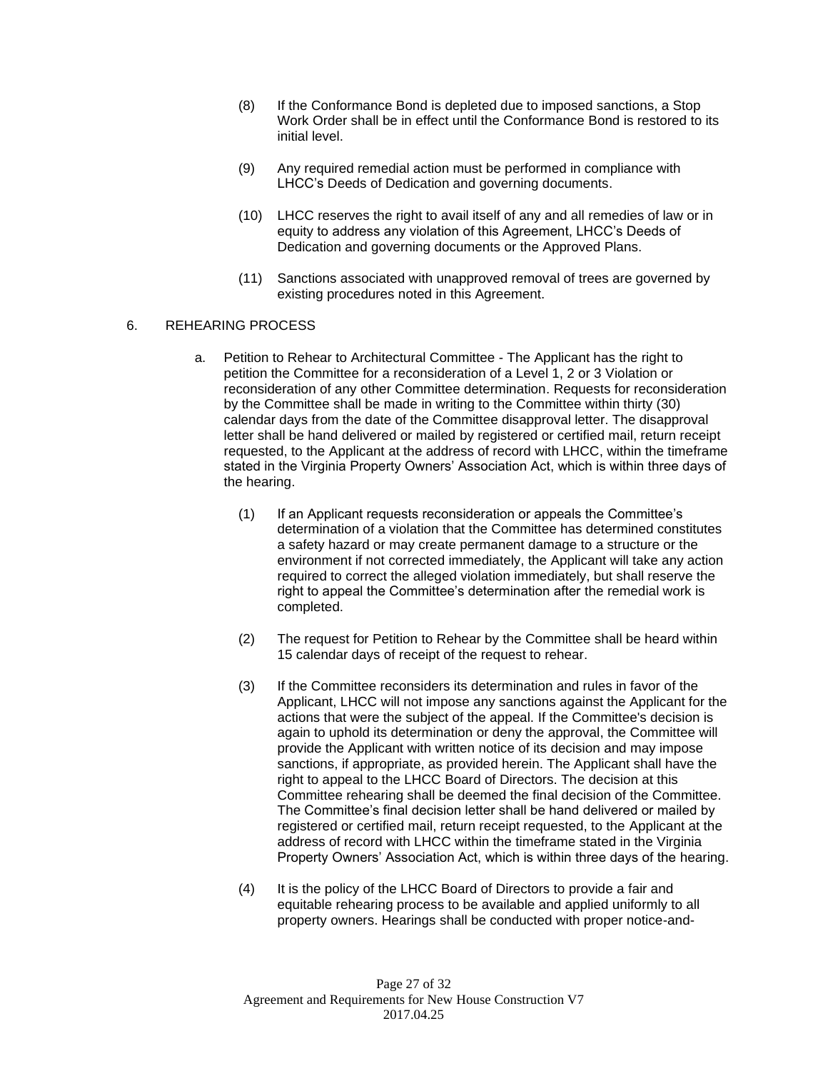(8) If the Conformance Bond is depleted due to imposed sanctions, a Stop Work Order shall be in effect until the Conformance Bond is restored to its initial level.

(9) Any required remedial action must be performed in compliance with LHCC's Deeds of Dedication and governing documents.

(10) LHCC reserves the right to avail itself of any and all remedies of law or in equity to address any violation of this Agreement, LHCC's Deeds of Dedication and governing documents or the Approved Plans.

(11) Sanctions associated with unapproved removal of trees are governed by existing procedures noted in this Agreement.

## 6. REHEARING PROCESS

a. Petition to Rehear to Architectural Committee - The Applicant has the right to petition the Committee for a reconsideration of a Level 1, 2 or 3 Violation or reconsideration of any other Committee determination. Requests for reconsideration by the Committee shall be made in writing to the Committee within thirty (30) calendar days from the date of the Committee disapproval letter. The disapproval letter shall be hand delivered or mailed by registered or certified mail, return receipt requested, to the Applicant at the address of record with LHCC, within the timeframe stated in the Virginia Property Owners' Association Act, which is within three days of the hearing.

(1) If an Applicant requests reconsideration or appeals the Committee's determination of a violation that the Committee has determined constitutes a safety hazard or may create permanent damage to a structure or the environment if not corrected immediately, the Applicant will take any action required to correct the alleged violation immediately, but shall reserve the right to appeal the Committee's determination after the remedial work is completed.

(2) The request for Petition to Rehear by the Committee shall be heard within 15 calendar days of receipt of the request to rehear.

(3) If the Committee reconsiders its determination and rules in favor of the Applicant, LHCC will not impose any sanctions against the Applicant for the actions that were the subject of the appeal. If the Committee's decision is again to uphold its determination or deny the approval, the Committee will provide the Applicant with written notice of its decision and may impose sanctions, if appropriate, as provided herein. The Applicant shall have the right to appeal to the LHCC Board of Directors. The decision at this Committee rehearing shall be deemed the final decision of the Committee. The Committee's final decision letter shall be hand delivered or mailed by registered or certified mail, return receipt requested, to the Applicant at the address of record with LHCC within the timeframe stated in the Virginia Property Owners' Association Act, which is within three days of the hearing.

(4) It is the policy of the LHCC Board of Directors to provide a fair and equitable rehearing process to be available and applied uniformly to all property owners. Hearings shall be conducted with proper notice-and-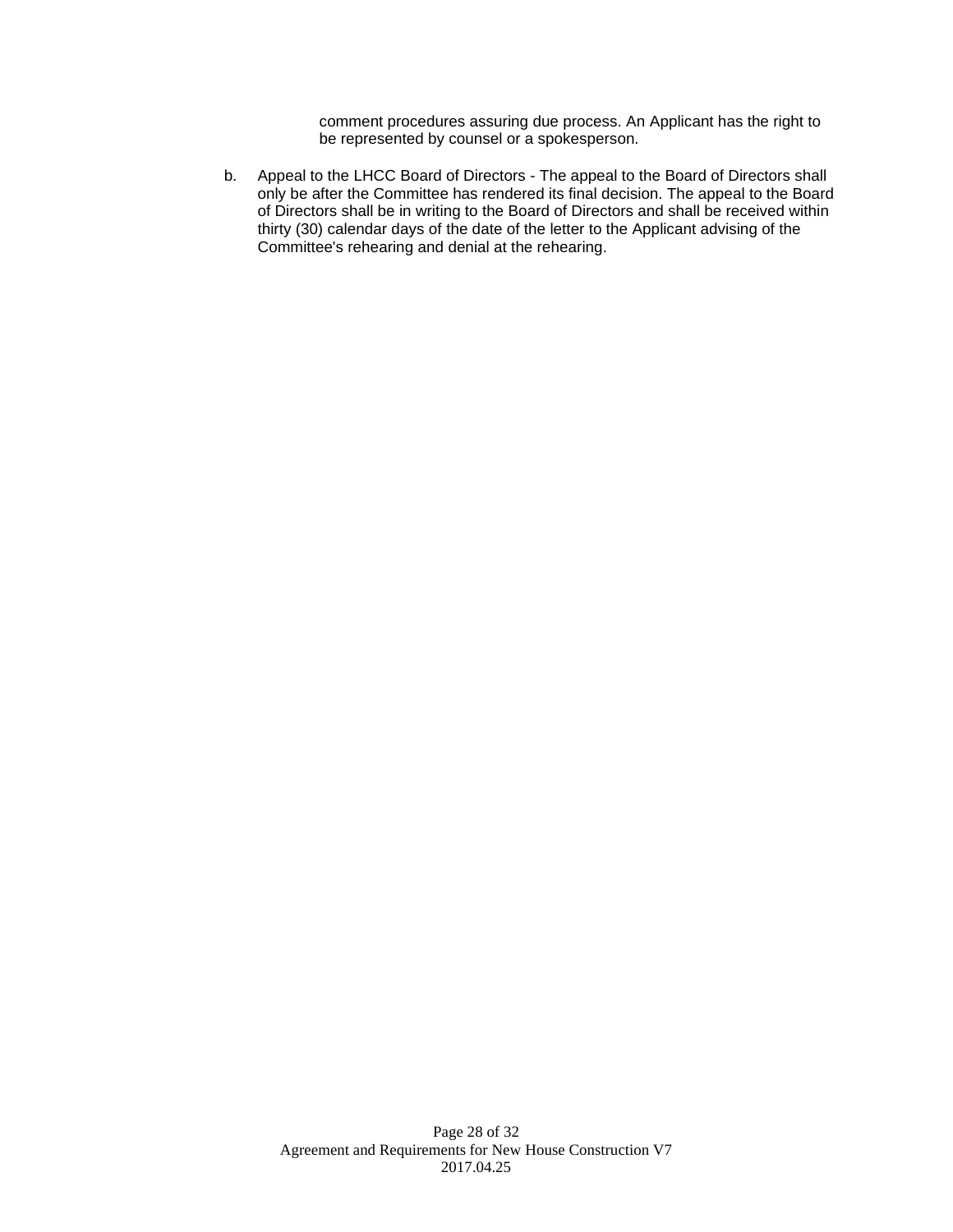comment procedures assuring due process. An Applicant has the right to be represented by counsel or a spokesperson.

b. Appeal to the LHCC Board of Directors - The appeal to the Board of Directors shall only be after the Committee has rendered its final decision. The appeal to the Board of Directors shall be in writing to the Board of Directors and shall be received within thirty (30) calendar days of the date of the letter to the Applicant advising of the Committee's rehearing and denial at the rehearing.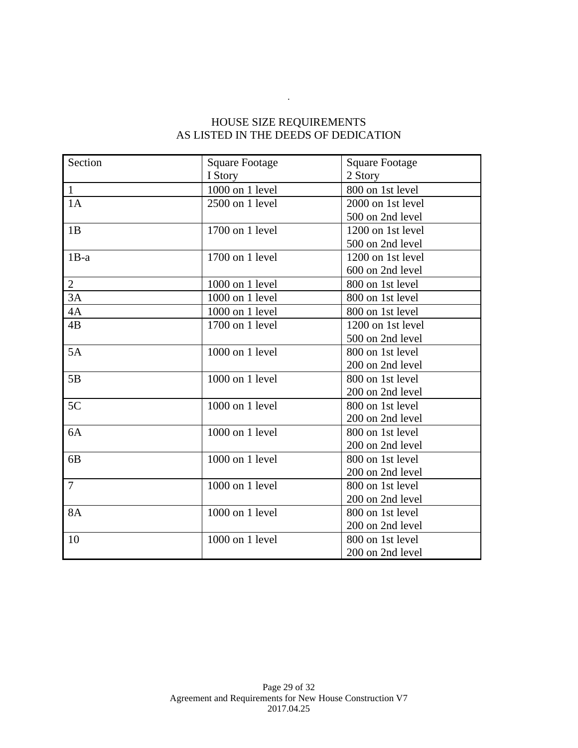.

# HOUSE SIZE REQUIREMENTS
## AS LISTED IN THE DEEDS OF DEDICATION

| Section | Square Footage I Story | Square Footage 2 Story |
|---|---|---|
| 1 | 1000 on 1 level | 800 on 1st level |
| 1A | 2500 on 1 level | 2000 on 1st level<br>500 on 2nd level |
| 1B | 1700 on 1 level | 1200 on 1st level<br>500 on 2nd level |
| 1B-a | 1700 on 1 level | 1200 on 1st level<br>600 on 2nd level |
| 2 | 1000 on 1 level | 800 on 1st level |
| 3A | 1000 on 1 level | 800 on 1st level |
| 4A | 1000 on 1 level | 800 on 1st level |
| 4B | 1700 on 1 level | 1200 on 1st level<br>500 on 2nd level |
| 5A | 1000 on 1 level | 800 on 1st level<br>200 on 2nd level |
| 5B | 1000 on 1 level | 800 on 1st level<br>200 on 2nd level |
| 5C | 1000 on 1 level | 800 on 1st level<br>200 on 2nd level |
| 6A | 1000 on 1 level | 800 on 1st level<br>200 on 2nd level |
| 6B | 1000 on 1 level | 800 on 1st level<br>200 on 2nd level |
| 7 | 1000 on 1 level | 800 on 1st level<br>200 on 2nd level |
| 8A | 1000 on 1 level | 800 on 1st level<br>200 on 2nd level |
| 10 | 1000 on 1 level | 800 on 1st level<br>200 on 2nd level |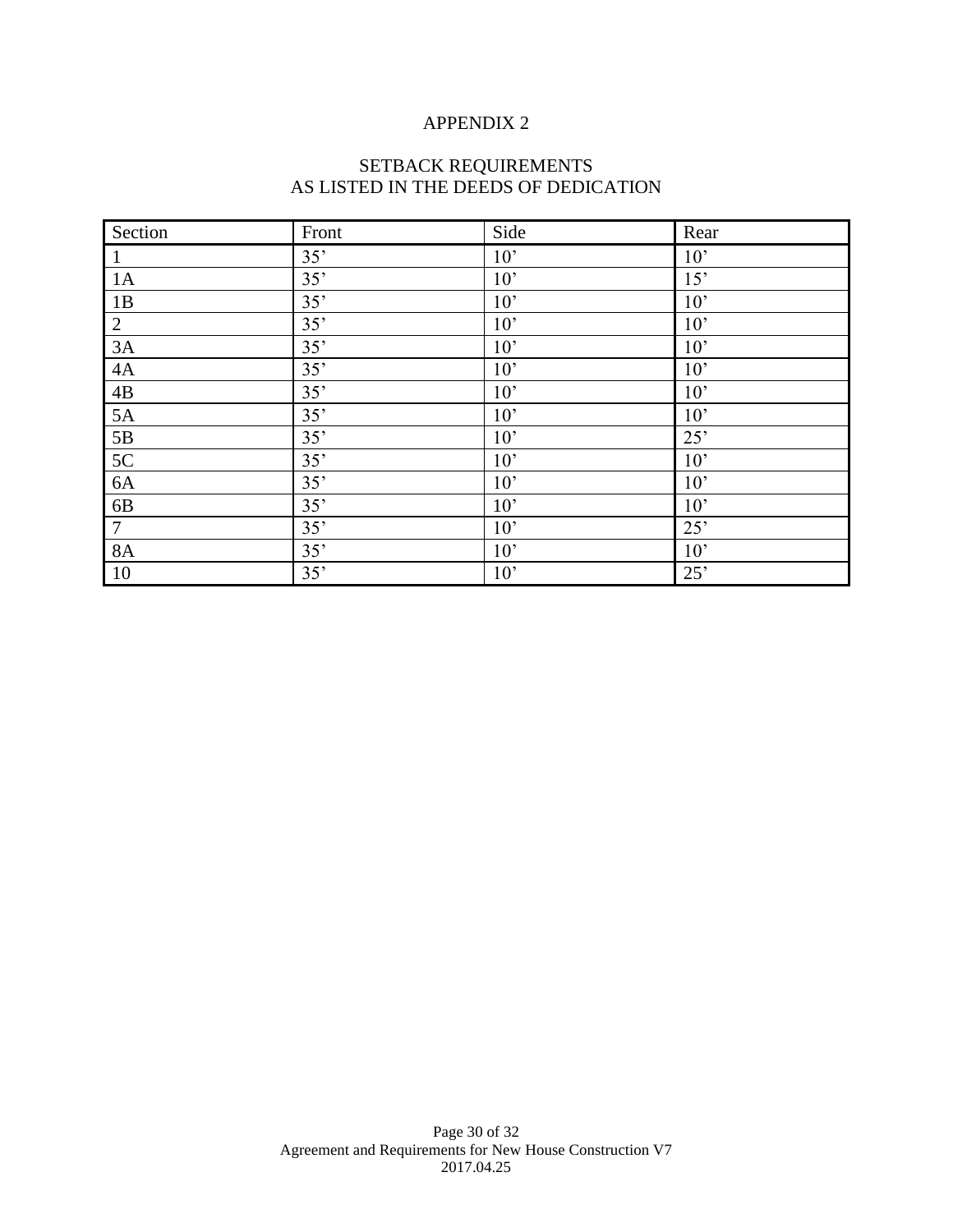# APPENDIX 2

## SETBACK REQUIREMENTS
## AS LISTED IN THE DEEDS OF DEDICATION

| Section | Front | Side | Rear |
|---|---|---|---|
| 1 | 35’ | 10’ | 10’ |
| 1A | 35’ | 10’ | 15’ |
| 1B | 35’ | 10’ | 10’ |
| 2 | 35’ | 10’ | 10’ |
| 3A | 35’ | 10’ | 10’ |
| 4A | 35’ | 10’ | 10’ |
| 4B | 35’ | 10’ | 10’ |
| 5A | 35’ | 10’ | 10’ |
| 5B | 35’ | 10’ | 25’ |
| 5C | 35’ | 10’ | 10’ |
| 6A | 35’ | 10’ | 10’ |
| 6B | 35’ | 10’ | 10’ |
| 7 | 35’ | 10’ | 25’ |
| 8A | 35’ | 10’ | 10’ |
| 10 | 35’ | 10’ | 25’ |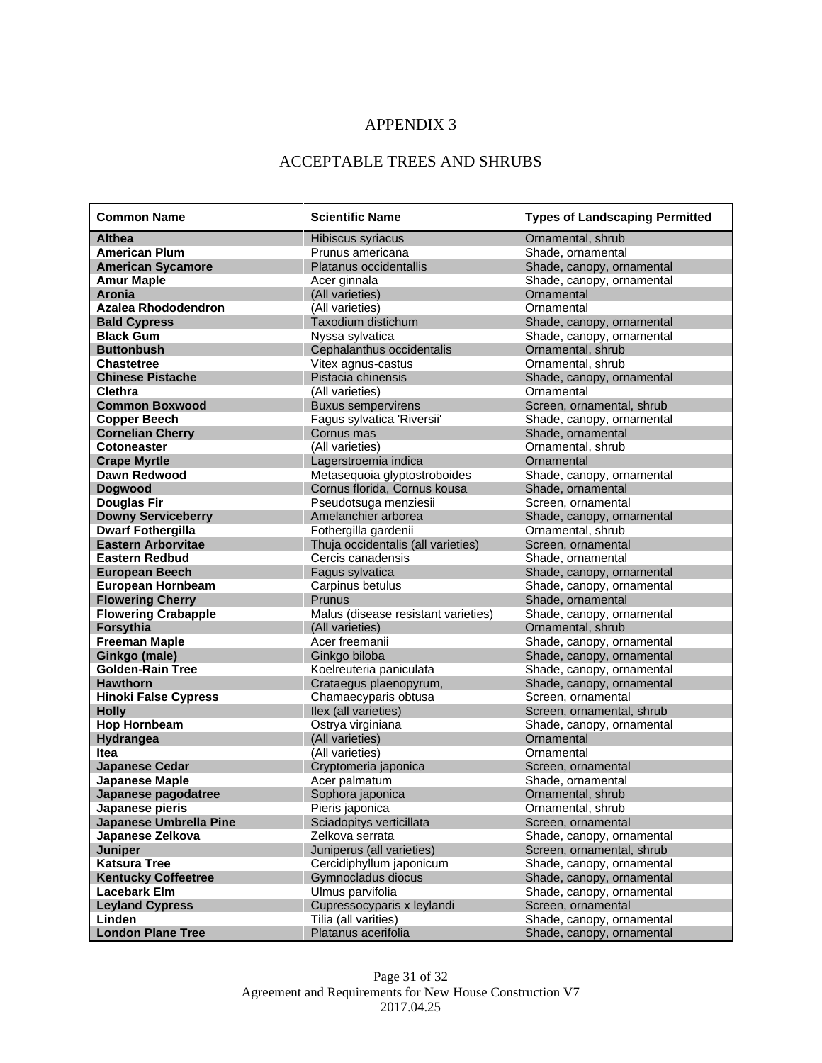# APPENDIX 3

## ACCEPTABLE TREES AND SHRUBS

| Common Name | Scientific Name | Types of Landscaping Permitted |
|---|---|---|
| **Althea** | Hibiscus syriacus | Ornamental, shrub |
| **American Plum** | Prunus americana | Shade, ornamental |
| **American Sycamore** | Platanus occidentallis | Shade, canopy, ornamental |
| **Amur Maple** | Acer ginnala | Shade, canopy, ornamental |
| **Aronia** | (All varieties) | Ornamental |
| **Azalea Rhododendron** | (All varieties) | Ornamental |
| **Bald Cypress** | Taxodium distichum | Shade, canopy, ornamental |
| **Black Gum** | Nyssa sylvatica | Shade, canopy, ornamental |
| **Buttonbush** | Cephalanthus occidentalis | Ornamental, shrub |
| **Chastetree** | Vitex agnus-castus | Ornamental, shrub |
| **Chinese Pistache** | Pistacia chinensis | Shade, canopy, ornamental |
| **Clethra** | (All varieties) | Ornamental |
| **Common Boxwood** | Buxus sempervirens | Screen, ornamental, shrub |
| **Copper Beech** | Fagus sylvatica 'Riversii' | Shade, canopy, ornamental |
| **Cornelian Cherry** | Cornus mas | Shade, ornamental |
| **Cotoneaster** | (All varieties) | Ornamental, shrub |
| **Crape Myrtle** | Lagerstroemia indica | Ornamental |
| **Dawn Redwood** | Metasequoia glyptostroboides | Shade, canopy, ornamental |
| **Dogwood** | Cornus florida, Cornus kousa | Shade, ornamental |
| **Douglas Fir** | Pseudotsuga menziesii | Screen, ornamental |
| **Downy Serviceberry** | Amelanchier arborea | Shade, canopy, ornamental |
| **Dwarf Fothergilla** | Fothergilla gardenii | Ornamental, shrub |
| **Eastern Arborvitae** | Thuja occidentalis (all varieties) | Screen, ornamental |
| **Eastern Redbud** | Cercis canadensis | Shade, ornamental |
| **European Beech** | Fagus sylvatica | Shade, canopy, ornamental |
| **European Hornbeam** | Carpinus betulus | Shade, canopy, ornamental |
| **Flowering Cherry** | Prunus | Shade, ornamental |
| **Flowering Crabapple** | Malus (disease resistant varieties) | Shade, canopy, ornamental |
| **Forsythia** | (All varieties) | Ornamental, shrub |
| **Freeman Maple** | Acer freemanii | Shade, canopy, ornamental |
| **Ginkgo (male)** | Ginkgo biloba | Shade, canopy, ornamental |
| **Golden-Rain Tree** | Koelreuteria paniculata | Shade, canopy, ornamental |
| **Hawthorn** | Crataegus plaenopyrum, | Shade, canopy, ornamental |
| **Hinoki False Cypress** | Chamaecyparis obtusa | Screen, ornamental |
| **Holly** | Ilex (all varieties) | Screen, ornamental, shrub |
| **Hop Hornbeam** | Ostrya virginiana | Shade, canopy, ornamental |
| **Hydrangea** | (All varieties) | Ornamental |
| **Itea** | (All varieties) | Ornamental |
| **Japanese Cedar** | Cryptomeria japonica | Screen, ornamental |
| **Japanese Maple** | Acer palmatum | Shade, ornamental |
| **Japanese pagodatree** | Sophora japonica | Ornamental, shrub |
| **Japanese pieris** | Pieris japonica | Ornamental, shrub |
| **Japanese Umbrella Pine** | Sciadopitys verticillata | Screen, ornamental |
| **Japanese Zelkova** | Zelkova serrata | Shade, canopy, ornamental |
| **Juniper** | Juniperus (all varieties) | Screen, ornamental, shrub |
| **Katsura Tree** | Cercidiphyllum japonicum | Shade, canopy, ornamental |
| **Kentucky Coffeetree** | Gymnocladus diocus | Shade, canopy, ornamental |
| **Lacebark Elm** | Ulmus parvifolia | Shade, canopy, ornamental |
| **Leyland Cypress** | Cupressocyparis x leylandi | Screen, ornamental |
| **Linden** | Tilia (all varities) | Shade, canopy, ornamental |
| **London Plane Tree** | Platanus acerifolia | Shade, canopy, ornamental |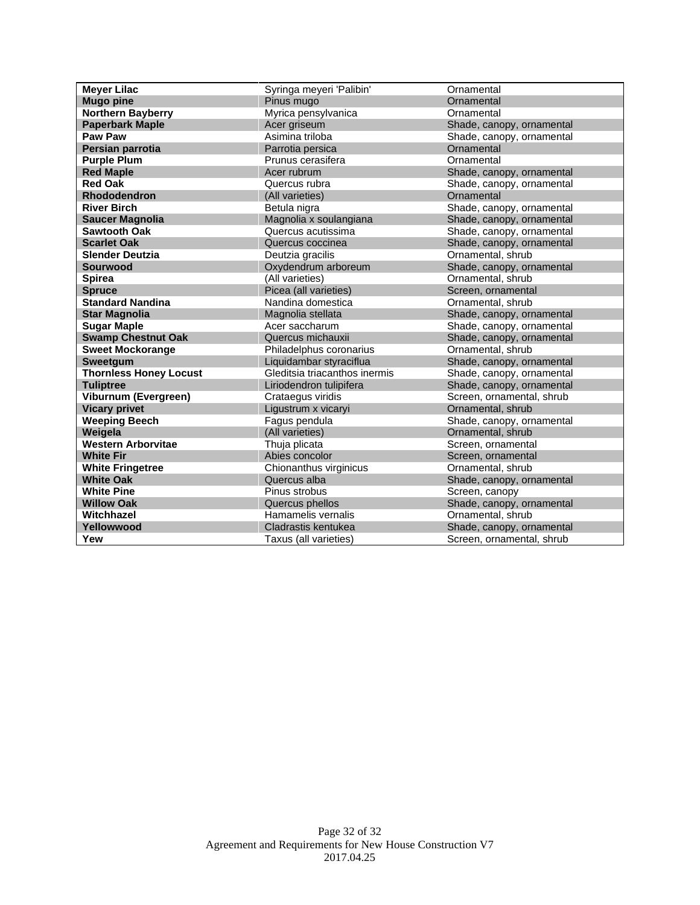| | | |
|---|---|---|
| **Meyer Lilac** | Syringa meyeri 'Palibin' | Ornamental |
| **Mugo pine** | Pinus mugo | Ornamental |
| **Northern Bayberry** | Myrica pensylvanica | Ornamental |
| **Paperbark Maple** | Acer griseum | Shade, canopy, ornamental |
| **Paw Paw** | Asimina triloba | Shade, canopy, ornamental |
| **Persian parrotia** | Parrotia persica | Ornamental |
| **Purple Plum** | Prunus cerasifera | Ornamental |
| **Red Maple** | Acer rubrum | Shade, canopy, ornamental |
| **Red Oak** | Quercus rubra | Shade, canopy, ornamental |
| **Rhododendron** | (All varieties) | Ornamental |
| **River Birch** | Betula nigra | Shade, canopy, ornamental |
| **Saucer Magnolia** | Magnolia x soulangiana | Shade, canopy, ornamental |
| **Sawtooth Oak** | Quercus acutissima | Shade, canopy, ornamental |
| **Scarlet Oak** | Quercus coccinea | Shade, canopy, ornamental |
| **Slender Deutzia** | Deutzia gracilis | Ornamental, shrub |
| **Sourwood** | Oxydendrum arboreum | Shade, canopy, ornamental |
| **Spirea** | (All varieties) | Ornamental, shrub |
| **Spruce** | Picea (all varieties) | Screen, ornamental |
| **Standard Nandina** | Nandina domestica | Ornamental, shrub |
| **Star Magnolia** | Magnolia stellata | Shade, canopy, ornamental |
| **Sugar Maple** | Acer saccharum | Shade, canopy, ornamental |
| **Swamp Chestnut Oak** | Quercus michauxii | Shade, canopy, ornamental |
| **Sweet Mockorange** | Philadelphus coronarius | Ornamental, shrub |
| **Sweetgum** | Liquidambar styraciflua | Shade, canopy, ornamental |
| **Thornless Honey Locust** | Gleditsia triacanthos inermis | Shade, canopy, ornamental |
| **Tuliptree** | Liriodendron tulipifera | Shade, canopy, ornamental |
| **Viburnum (Evergreen)** | Crataegus viridis | Screen, ornamental, shrub |
| **Vicary privet** | Ligustrum x vicaryi | Ornamental, shrub |
| **Weeping Beech** | Fagus pendula | Shade, canopy, ornamental |
| **Weigela** | (All varieties) | Ornamental, shrub |
| **Western Arborvitae** | Thuja plicata | Screen, ornamental |
| **White Fir** | Abies concolor | Screen, ornamental |
| **White Fringetree** | Chionanthus virginicus | Ornamental, shrub |
| **White Oak** | Quercus alba | Shade, canopy, ornamental |
| **White Pine** | Pinus strobus | Screen, canopy |
| **Willow Oak** | Quercus phellos | Shade, canopy, ornamental |
| **Witchhazel** | Hamamelis vernalis | Ornamental, shrub |
| **Yellowwood** | Cladrastis kentukea | Shade, canopy, ornamental |
| **Yew** | Taxus (all varieties) | Screen, ornamental, shrub |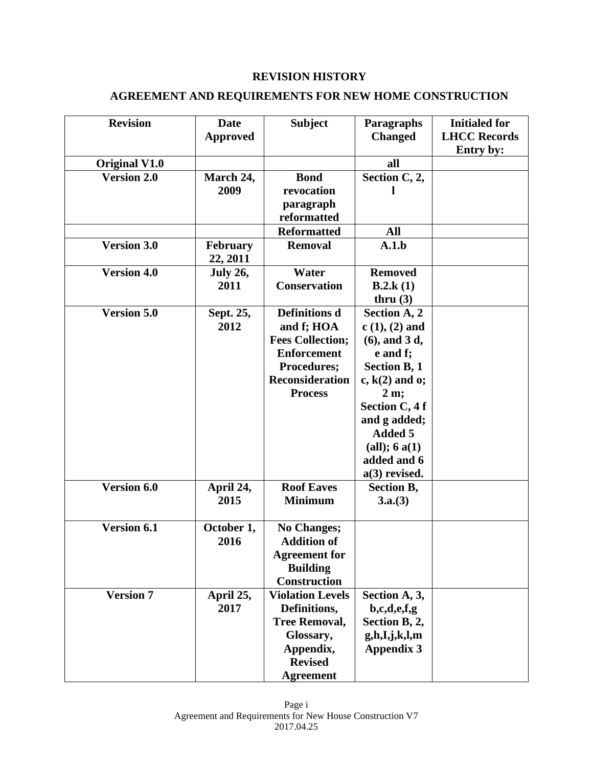## REVISION HISTORY

## AGREEMENT AND REQUIREMENTS FOR NEW HOME CONSTRUCTION

| Revision | Date Approved | Subject | Paragraphs Changed | Initialed for LHCC Records Entry by: |
|---|---|---|---|---|
| **Original V1.0** | | | **all** | |
| **Version 2.0** | **March 24, 2009** | **Bond revocation paragraph reformatted** | **Section C, 2, l** | |
| | | **Reformatted** | **All** | |
| **Version 3.0** | **February 22, 2011** | **Removal** | **A.1.b** | |
| **Version 4.0** | **July 26, 2011** | **Water Conservation** | **Removed B.2.k (1) thru (3)** | |
| **Version 5.0** | **Sept. 25, 2012** | **Definitions d and f; HOA Fees Collection; Enforcement Procedures; Reconsideration Process** | **Section A, 2 c (1), (2) and (6), and 3 d, e and f; Section B, 1 c, k(2) and o; 2 m; Section C, 4 f and g added; Added 5 (all); 6 a(1) added and 6 a(3) revised.** | |
| **Version 6.0** | **April 24, 2015** | **Roof Eaves Minimum** | **Section B, 3.a.(3)** | |
| **Version 6.1** | **October 1, 2016** | **No Changes; Addition of Agreement for Building Construction** | | |
| **Version 7** | **April 25, 2017** | **Violation Levels Definitions, Tree Removal, Glossary, Appendix, Revised Agreement** | **Section A, 3, b,c,d,e,f,g Section B, 2, g,h,I,j,k,l,m Appendix 3** | |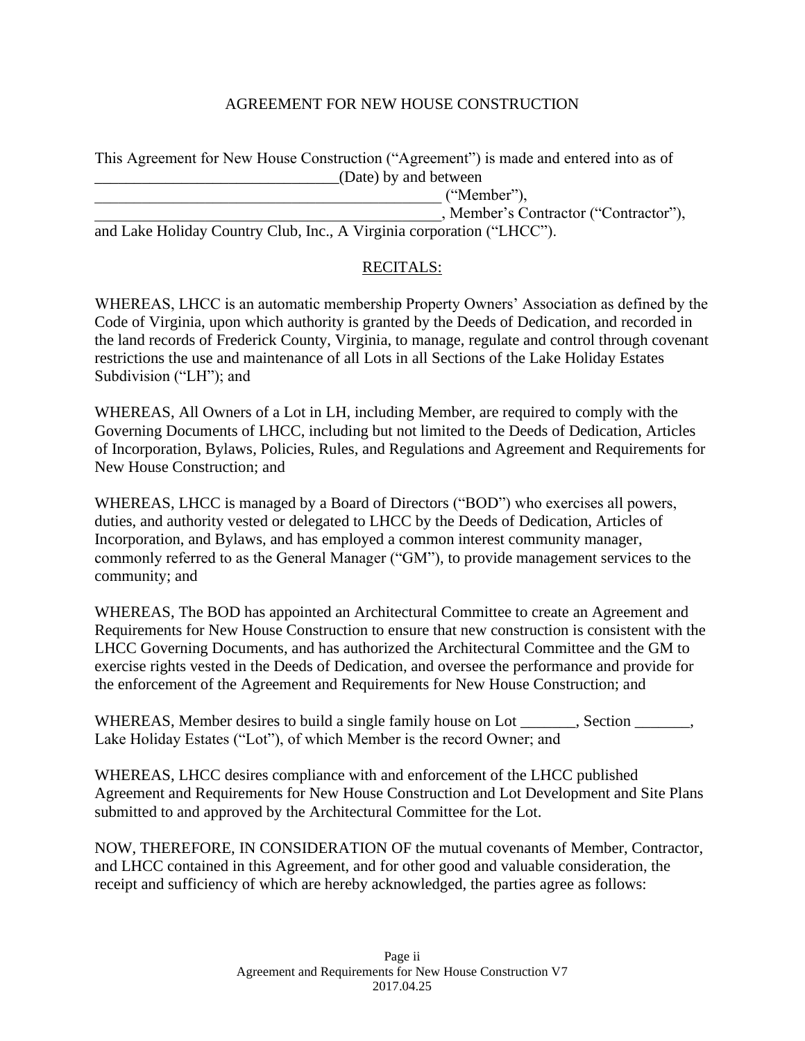# AGREEMENT FOR NEW HOUSE CONSTRUCTION

This Agreement for New House Construction ("Agreement") is made and entered into as of ______________________________(Date) by and between ____________________________________________ ("Member"), ____________________________________________, Member's Contractor ("Contractor"), and Lake Holiday Country Club, Inc., A Virginia corporation ("LHCC").

## RECITALS:

WHEREAS, LHCC is an automatic membership Property Owners' Association as defined by the Code of Virginia, upon which authority is granted by the Deeds of Dedication, and recorded in the land records of Frederick County, Virginia, to manage, regulate and control through covenant restrictions the use and maintenance of all Lots in all Sections of the Lake Holiday Estates Subdivision ("LH"); and

WHEREAS, All Owners of a Lot in LH, including Member, are required to comply with the Governing Documents of LHCC, including but not limited to the Deeds of Dedication, Articles of Incorporation, Bylaws, Policies, Rules, and Regulations and Agreement and Requirements for New House Construction; and

WHEREAS, LHCC is managed by a Board of Directors ("BOD") who exercises all powers, duties, and authority vested or delegated to LHCC by the Deeds of Dedication, Articles of Incorporation, and Bylaws, and has employed a common interest community manager, commonly referred to as the General Manager ("GM"), to provide management services to the community; and

WHEREAS, The BOD has appointed an Architectural Committee to create an Agreement and Requirements for New House Construction to ensure that new construction is consistent with the LHCC Governing Documents, and has authorized the Architectural Committee and the GM to exercise rights vested in the Deeds of Dedication, and oversee the performance and provide for the enforcement of the Agreement and Requirements for New House Construction; and

WHEREAS, Member desires to build a single family house on Lot _______, Section _______, Lake Holiday Estates ("Lot"), of which Member is the record Owner; and

WHEREAS, LHCC desires compliance with and enforcement of the LHCC published Agreement and Requirements for New House Construction and Lot Development and Site Plans submitted to and approved by the Architectural Committee for the Lot.

NOW, THEREFORE, IN CONSIDERATION OF the mutual covenants of Member, Contractor, and LHCC contained in this Agreement, and for other good and valuable consideration, the receipt and sufficiency of which are hereby acknowledged, the parties agree as follows: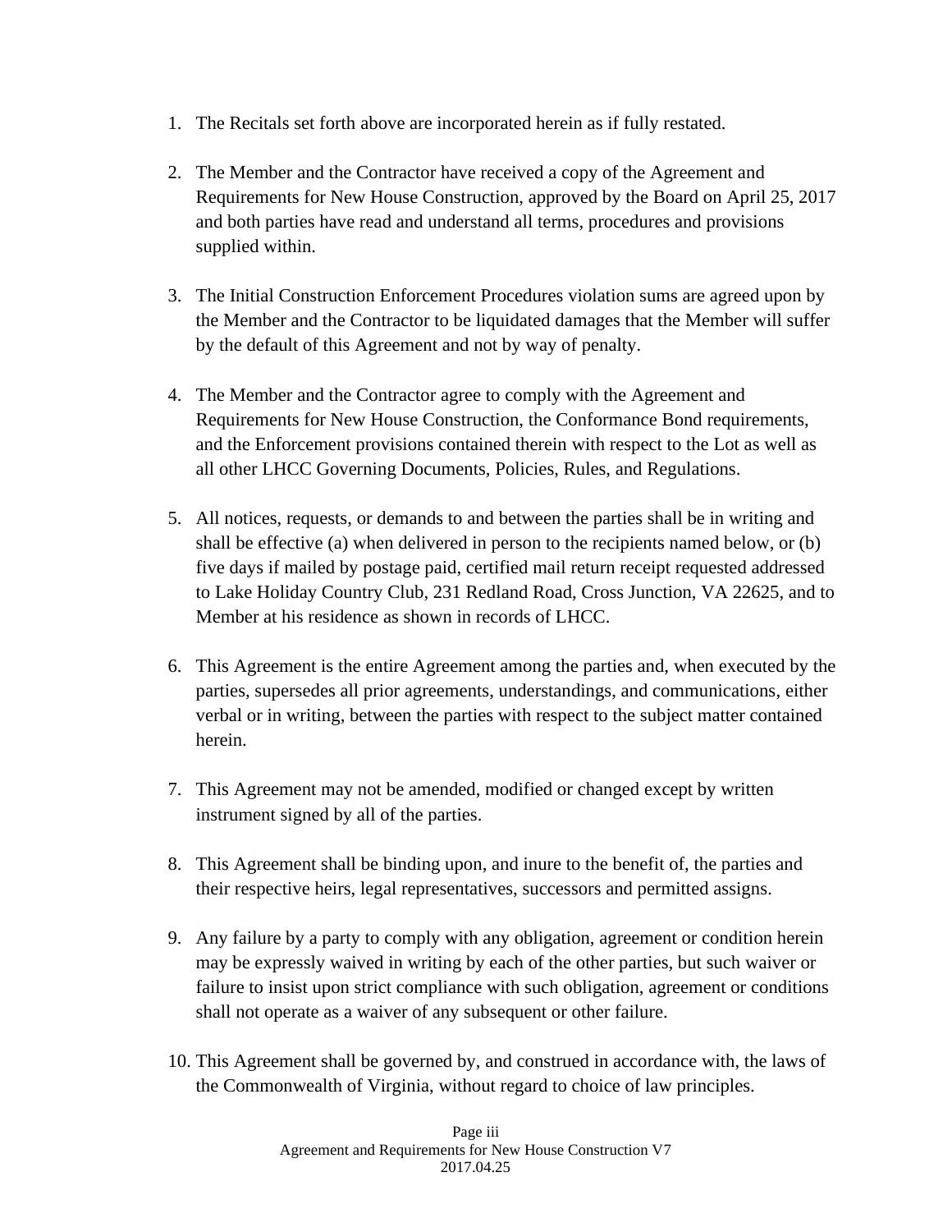1. The Recitals set forth above are incorporated herein as if fully restated.

2. The Member and the Contractor have received a copy of the Agreement and Requirements for New House Construction, approved by the Board on April 25, 2017 and both parties have read and understand all terms, procedures and provisions supplied within.

3. The Initial Construction Enforcement Procedures violation sums are agreed upon by the Member and the Contractor to be liquidated damages that the Member will suffer by the default of this Agreement and not by way of penalty.

4. The Member and the Contractor agree to comply with the Agreement and Requirements for New House Construction, the Conformance Bond requirements, and the Enforcement provisions contained therein with respect to the Lot as well as all other LHCC Governing Documents, Policies, Rules, and Regulations.

5. All notices, requests, or demands to and between the parties shall be in writing and shall be effective (a) when delivered in person to the recipients named below, or (b) five days if mailed by postage paid, certified mail return receipt requested addressed to Lake Holiday Country Club, 231 Redland Road, Cross Junction, VA 22625, and to Member at his residence as shown in records of LHCC.

6. This Agreement is the entire Agreement among the parties and, when executed by the parties, supersedes all prior agreements, understandings, and communications, either verbal or in writing, between the parties with respect to the subject matter contained herein.

7. This Agreement may not be amended, modified or changed except by written instrument signed by all of the parties.

8. This Agreement shall be binding upon, and inure to the benefit of, the parties and their respective heirs, legal representatives, successors and permitted assigns.

9. Any failure by a party to comply with any obligation, agreement or condition herein may be expressly waived in writing by each of the other parties, but such waiver or failure to insist upon strict compliance with such obligation, agreement or conditions shall not operate as a waiver of any subsequent or other failure.

10. This Agreement shall be governed by, and construed in accordance with, the laws of the Commonwealth of Virginia, without regard to choice of law principles.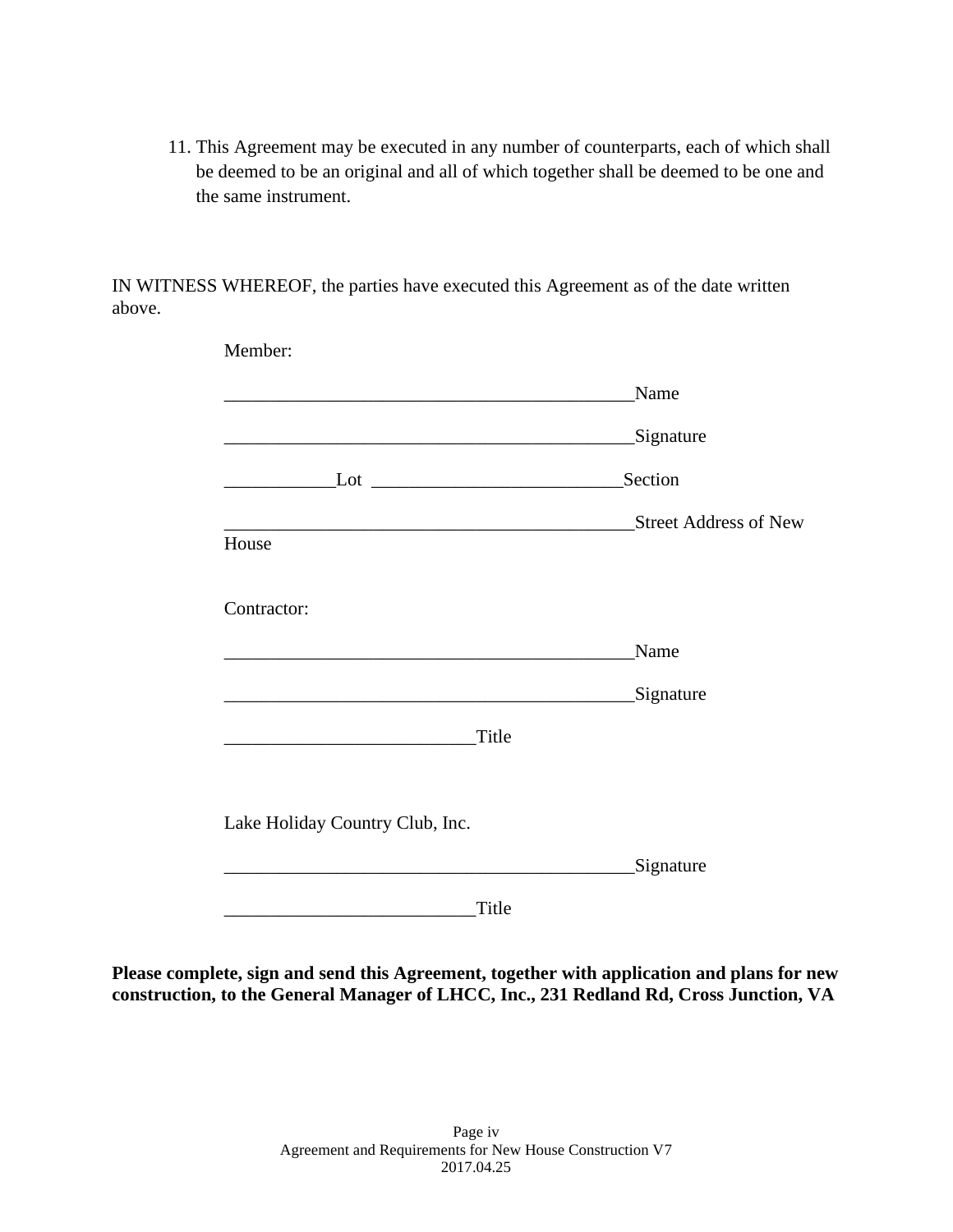11. This Agreement may be executed in any number of counterparts, each of which shall be deemed to be an original and all of which together shall be deemed to be one and the same instrument.

IN WITNESS WHEREOF, the parties have executed this Agreement as of the date written above.

Member:

_____________________________________________Name

_____________________________________________Signature

____________Lot ___________________________Section

_____________________________________________Street Address of New House

Contractor:

_____________________________________________Name

_____________________________________________Signature

___________________________Title

Lake Holiday Country Club, Inc.

_____________________________________________Signature

___________________________Title

**Please complete, sign and send this Agreement, together with application and plans for new construction, to the General Manager of LHCC, Inc., 231 Redland Rd, Cross Junction, VA**